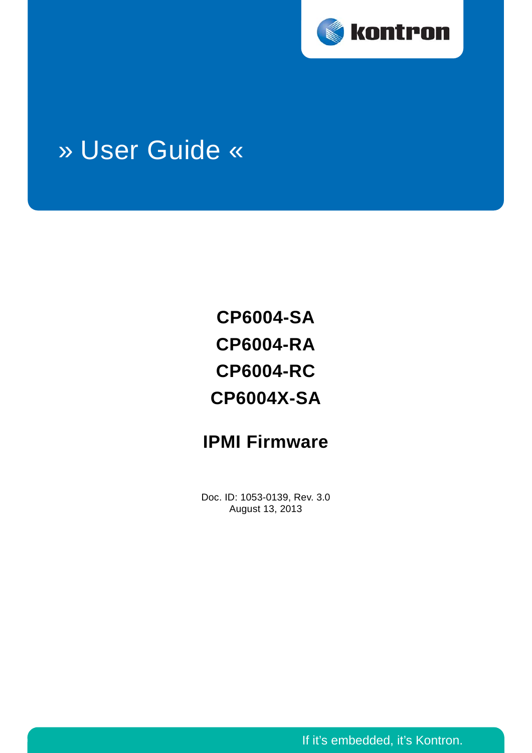kontron

# » User Guide «

## CP6004-SA
## CP6004-RA
## CP6004-RC
## CP6004X-SA

## IPMI Firmware

Doc. ID: 1053-0139, Rev. 3.0
August 13, 2013

If it's embedded, it's Kontron.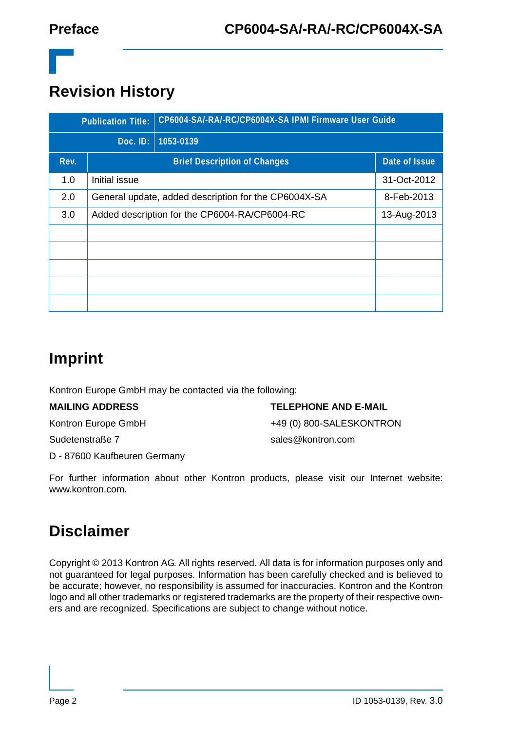## Revision History

| Publication Title: | CP6004-SA/-RA/-RC/CP6004X-SA IPMI Firmware User Guide | |
|---|---|---|
| Doc. ID: | 1053-0139 | |
| **Rev.** | **Brief Description of Changes** | **Date of Issue** |
| 1.0 | Initial issue | 31-Oct-2012 |
| 2.0 | General update, added description for the CP6004X-SA | 8-Feb-2013 |
| 3.0 | Added description for the CP6004-RA/CP6004-RC | 13-Aug-2013 |
| | | |
| | | |
| | | |
| | | |
| | | |

## Imprint

Kontron Europe GmbH may be contacted via the following:

**MAILING ADDRESS**

Kontron Europe GmbH

Sudetenstraße 7

D - 87600 Kaufbeuren Germany

**TELEPHONE AND E-MAIL**

+49 (0) 800-SALESKONTRON

sales@kontron.com

For further information about other Kontron products, please visit our Internet website: www.kontron.com.

## Disclaimer

Copyright © 2013 Kontron AG. All rights reserved. All data is for information purposes only and not guaranteed for legal purposes. Information has been carefully checked and is believed to be accurate; however, no responsibility is assumed for inaccuracies. Kontron and the Kontron logo and all other trademarks or registered trademarks are the property of their respective owners and are recognized. Specifications are subject to change without notice.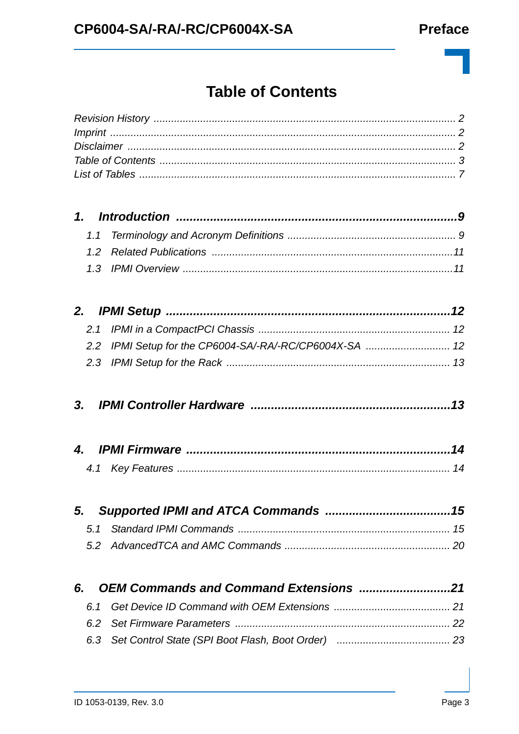# Table of Contents

*Revision History* ........................................................................................................ *2*
*Imprint* ...................................................................................................................... *2*
*Disclaimer* ................................................................................................................ *2*
*Table of Contents* ..................................................................................................... *3*
*List of Tables* ............................................................................................................ *7*

***1. Introduction*** ....................................................................................***9***

*1.1 Terminology and Acronym Definitions* ........................................................... *9*
*1.2 Related Publications* .................................................................................*11*
*1.3 IPMI Overview* ...........................................................................................*11*

***2. IPMI Setup*** ....................................................................................***12***

*2.1 IPMI in a CompactPCI Chassis* ................................................................. *12*
*2.2 IPMI Setup for the CP6004-SA/-RA/-RC/CP6004X-SA* ............................ *12*
*2.3 IPMI Setup for the Rack* ........................................................................... *13*

***3. IPMI Controller Hardware*** ..........................................................***13***

***4. IPMI Firmware*** .............................................................................***14***

*4.1 Key Features* ............................................................................................ *14*

***5. Supported IPMI and ATCA Commands*** ....................................***15***

*5.1 Standard IPMI Commands* ........................................................................ *15*
*5.2 AdvancedTCA and AMC Commands* ........................................................ *20*

***6. OEM Commands and Command Extensions*** ...........................***21***

*6.1 Get Device ID Command with OEM Extensions* ....................................... *21*
*6.2 Set Firmware Parameters* ......................................................................... *22*
*6.3 Set Control State (SPI Boot Flash, Boot Order)* ...................................... *23*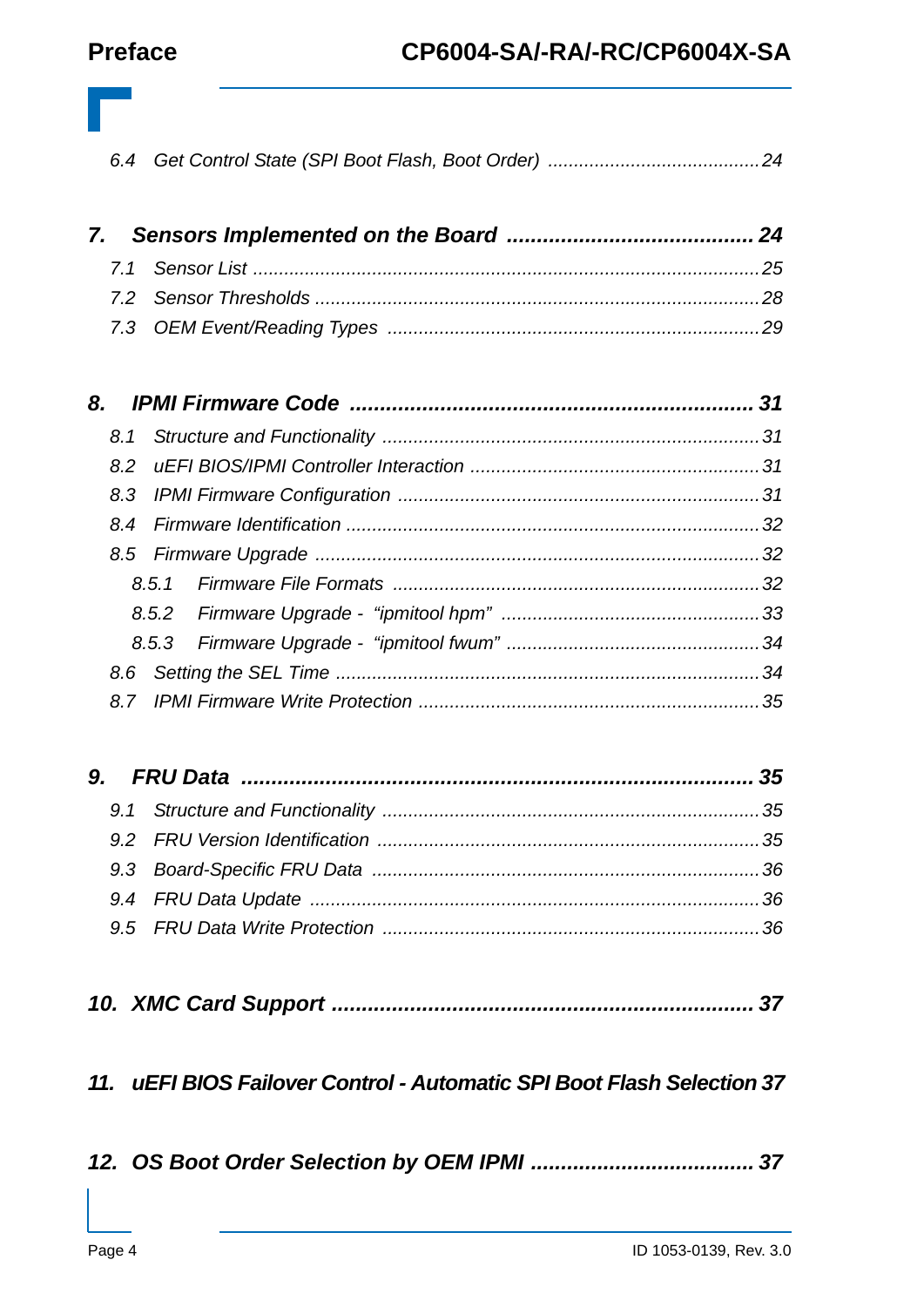6.4 Get Control State (SPI Boot Flash, Boot Order) ........................................ 24

**7. Sensors Implemented on the Board ........................................ 24**

7.1 Sensor List ........................................................................................ 25
7.2 Sensor Thresholds ............................................................................. 28
7.3 OEM Event/Reading Types ................................................................ 29

**8. IPMI Firmware Code ................................................................. 31**

8.1 Structure and Functionality ................................................................ 31
8.2 uEFI BIOS/IPMI Controller Interaction ................................................ 31
8.3 IPMI Firmware Configuration ............................................................. 31
8.4 Firmware Identification ...................................................................... 32
8.5 Firmware Upgrade ............................................................................. 32
8.5.1 Firmware File Formats ................................................................... 32
8.5.2 Firmware Upgrade - “ipmitool hpm” ................................................ 33
8.5.3 Firmware Upgrade - “ipmitool fwum” ............................................... 34
8.6 Setting the SEL Time ......................................................................... 34
8.7 IPMI Firmware Write Protection ......................................................... 35

**9. FRU Data ................................................................................... 35**

9.1 Structure and Functionality ................................................................ 35
9.2 FRU Version Identification .................................................................. 35
9.3 Board-Specific FRU Data ................................................................... 36
9.4 FRU Data Update ............................................................................... 36
9.5 FRU Data Write Protection ................................................................. 36

**10. XMC Card Support ................................................................... 37**

**11. uEFI BIOS Failover Control - Automatic SPI Boot Flash Selection 37**

**12. OS Boot Order Selection by OEM IPMI ................................... 37**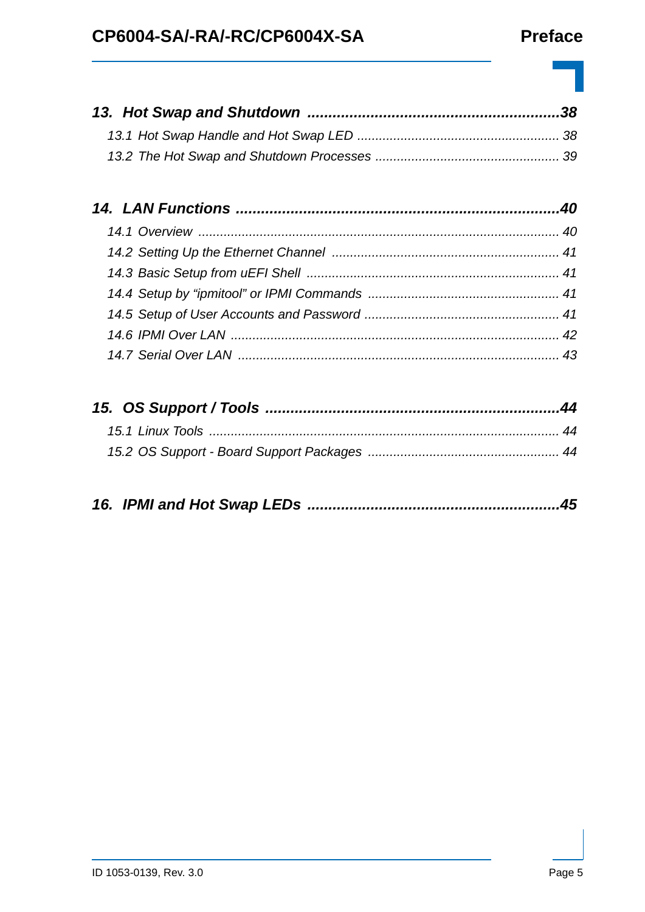**13. Hot Swap and Shutdown ..........................................................38**

*13.1 Hot Swap Handle and Hot Swap LED ....................................................... 38*

*13.2 The Hot Swap and Shutdown Processes .................................................. 39*

**14. LAN Functions ............................................................................40**

*14.1 Overview ................................................................................................... 40*

*14.2 Setting Up the Ethernet Channel .............................................................. 41*

*14.3 Basic Setup from uEFI Shell ..................................................................... 41*

*14.4 Setup by “ipmitool” or IPMI Commands .................................................... 41*

*14.5 Setup of User Accounts and Password ..................................................... 41*

*14.6 IPMI Over LAN .......................................................................................... 42*

*14.7 Serial Over LAN ........................................................................................ 43*

**15. OS Support / Tools .....................................................................44**

*15.1 Linux Tools ................................................................................................ 44*

*15.2 OS Support - Board Support Packages .................................................... 44*

**16. IPMI and Hot Swap LEDs ..........................................................45**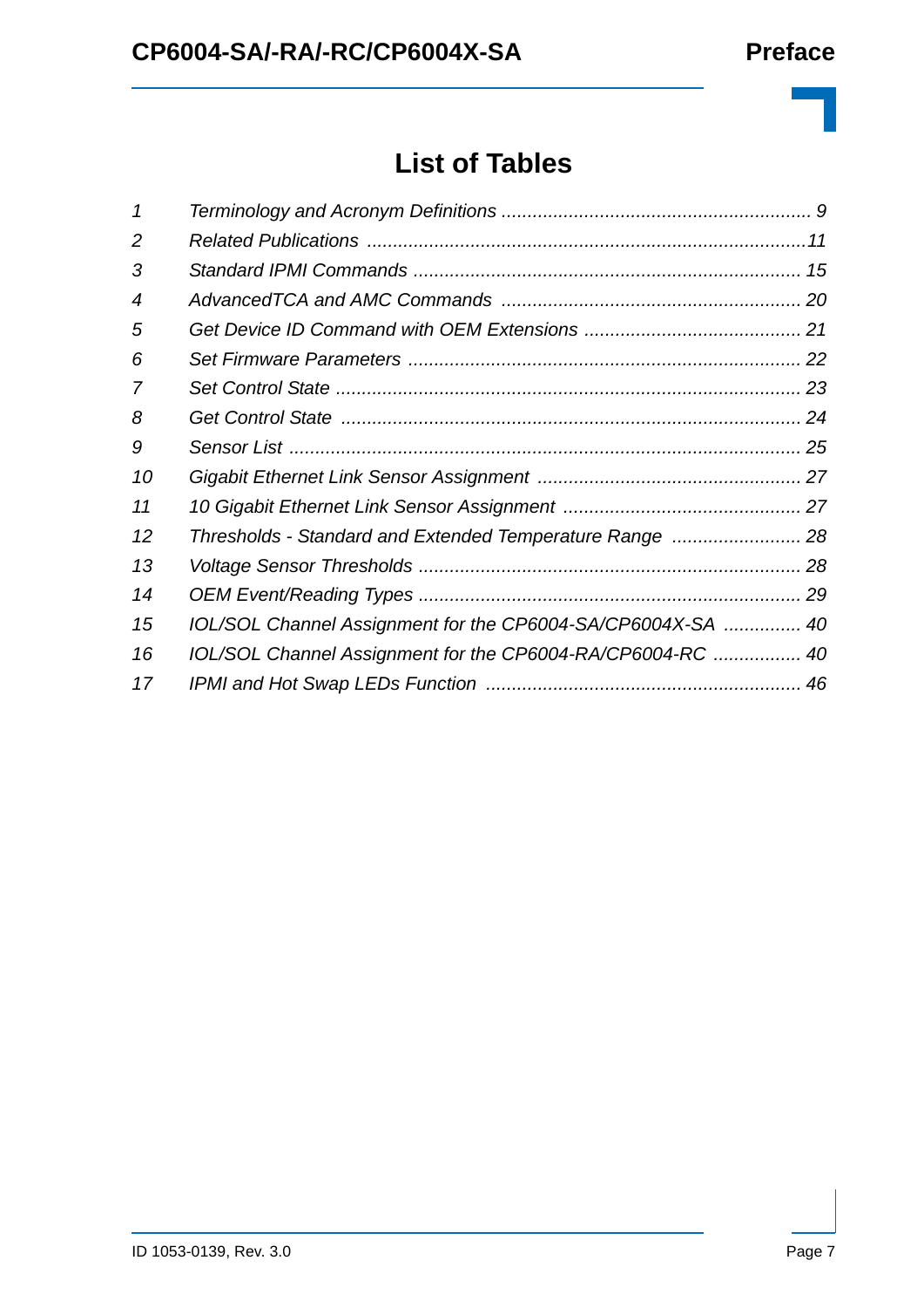# List of Tables

| | | |
|---|---|---|
| 1 | *Terminology and Acronym Definitions* | 9 |
| 2 | *Related Publications* | 11 |
| 3 | *Standard IPMI Commands* | 15 |
| 4 | *AdvancedTCA and AMC Commands* | 20 |
| 5 | *Get Device ID Command with OEM Extensions* | 21 |
| 6 | *Set Firmware Parameters* | 22 |
| 7 | *Set Control State* | 23 |
| 8 | *Get Control State* | 24 |
| 9 | *Sensor List* | 25 |
| 10 | *Gigabit Ethernet Link Sensor Assignment* | 27 |
| 11 | *10 Gigabit Ethernet Link Sensor Assignment* | 27 |
| 12 | *Thresholds - Standard and Extended Temperature Range* | 28 |
| 13 | *Voltage Sensor Thresholds* | 28 |
| 14 | *OEM Event/Reading Types* | 29 |
| 15 | *IOL/SOL Channel Assignment for the CP6004-SA/CP6004X-SA* | 40 |
| 16 | *IOL/SOL Channel Assignment for the CP6004-RA/CP6004-RC* | 40 |
| 17 | *IPMI and Hot Swap LEDs Function* | 46 |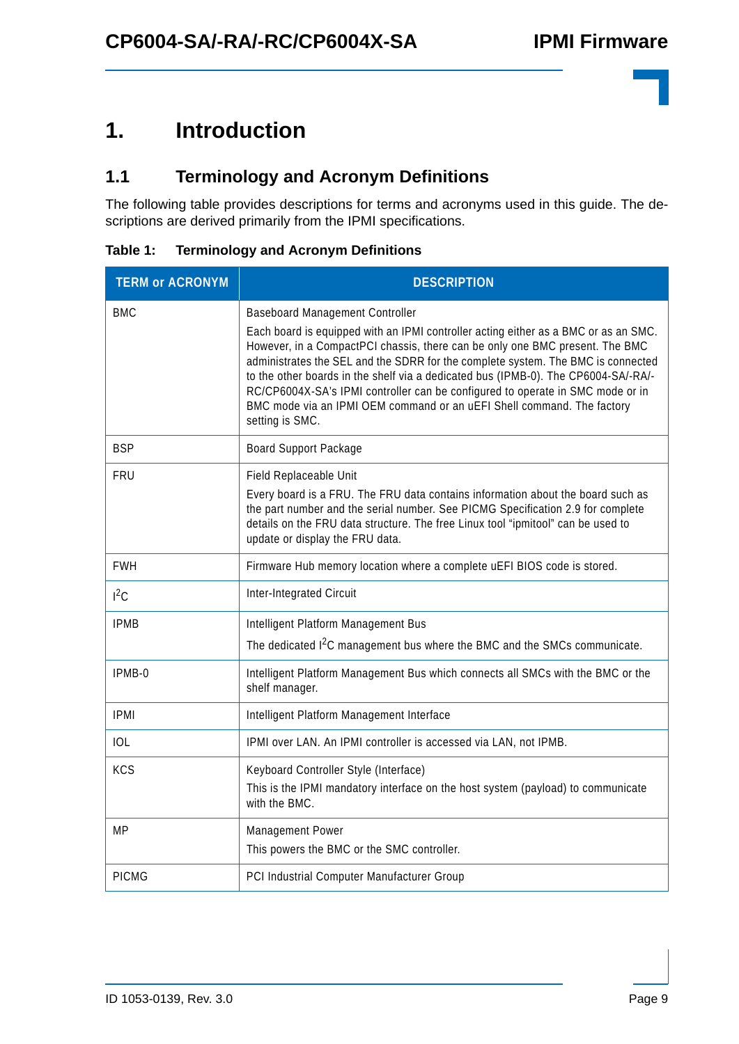# 1. Introduction

## 1.1 Terminology and Acronym Definitions

The following table provides descriptions for terms and acronyms used in this guide. The descriptions are derived primarily from the IPMI specifications.

**Table 1: Terminology and Acronym Definitions**

| TERM or ACRONYM | DESCRIPTION |
|---|---|
| BMC | Baseboard Management Controller<br><br>Each board is equipped with an IPMI controller acting either as a BMC or as an SMC. However, in a CompactPCI chassis, there can be only one BMC present. The BMC administrates the SEL and the SDRR for the complete system. The BMC is connected to the other boards in the shelf via a dedicated bus (IPMB-0). The CP6004-SA/-RA/-RC/CP6004X-SA's IPMI controller can be configured to operate in SMC mode or in BMC mode via an IPMI OEM command or an uEFI Shell command. The factory setting is SMC. |
| BSP | Board Support Package |
| FRU | Field Replaceable Unit<br><br>Every board is a FRU. The FRU data contains information about the board such as the part number and the serial number. See PICMG Specification 2.9 for complete details on the FRU data structure. The free Linux tool "ipmitool" can be used to update or display the FRU data. |
| FWH | Firmware Hub memory location where a complete uEFI BIOS code is stored. |
| $I^2C$ | Inter-Integrated Circuit |
| IPMB | Intelligent Platform Management Bus<br><br>The dedicated $I^2C$ management bus where the BMC and the SMCs communicate. |
| IPMB-0 | Intelligent Platform Management Bus which connects all SMCs with the BMC or the shelf manager. |
| IPMI | Intelligent Platform Management Interface |
| IOL | IPMI over LAN. An IPMI controller is accessed via LAN, not IPMB. |
| KCS | Keyboard Controller Style (Interface)<br><br>This is the IPMI mandatory interface on the host system (payload) to communicate with the BMC. |
| MP | Management Power<br><br>This powers the BMC or the SMC controller. |
| PICMG | PCI Industrial Computer Manufacturer Group |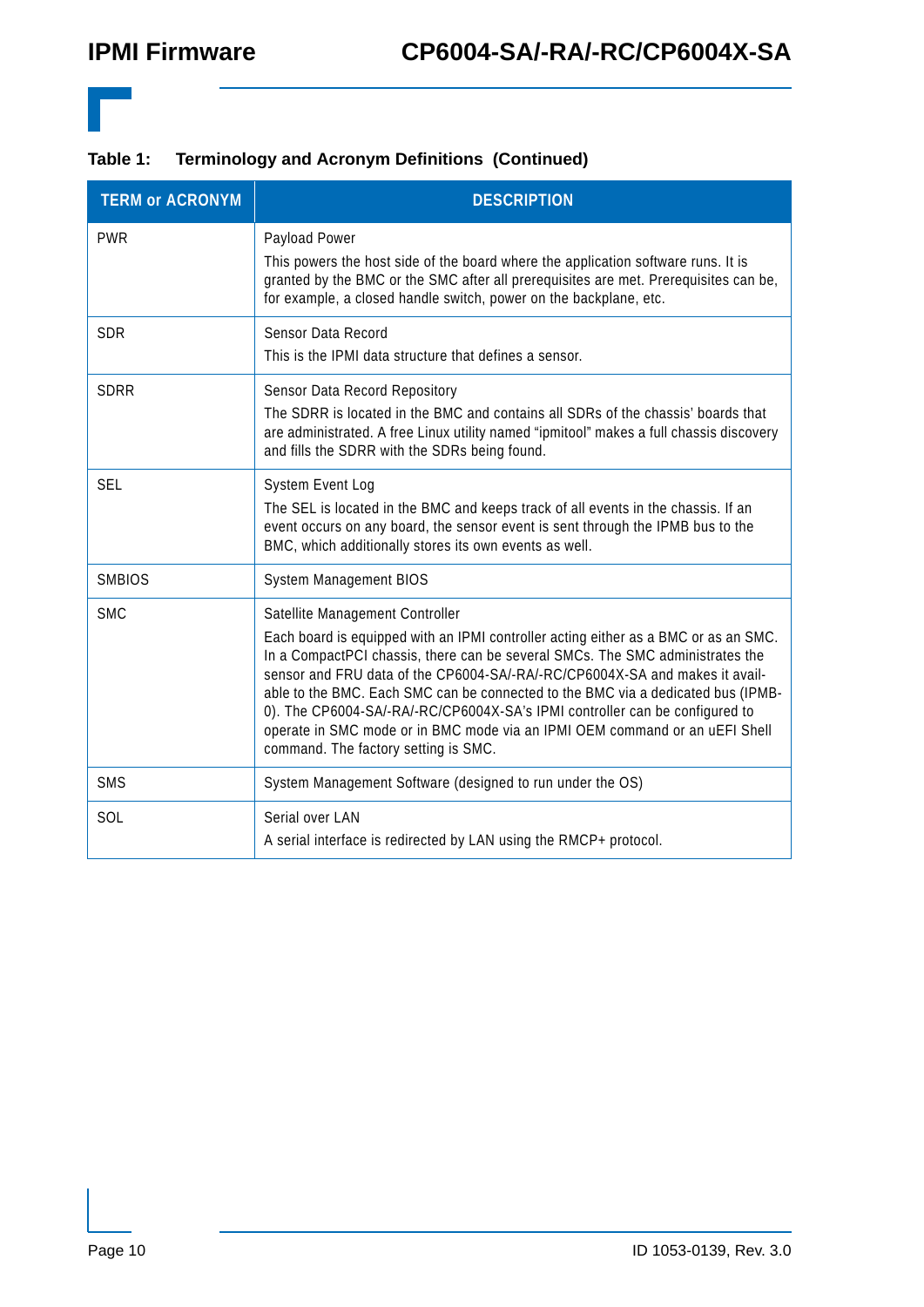**Table 1: Terminology and Acronym Definitions (Continued)**

| TERM or ACRONYM | DESCRIPTION |
|---|---|
| PWR | Payload Power<br>This powers the host side of the board where the application software runs. It is granted by the BMC or the SMC after all prerequisites are met. Prerequisites can be, for example, a closed handle switch, power on the backplane, etc. |
| SDR | Sensor Data Record<br>This is the IPMI data structure that defines a sensor. |
| SDRR | Sensor Data Record Repository<br>The SDRR is located in the BMC and contains all SDRs of the chassis' boards that are administrated. A free Linux utility named "ipmitool" makes a full chassis discovery and fills the SDRR with the SDRs being found. |
| SEL | System Event Log<br>The SEL is located in the BMC and keeps track of all events in the chassis. If an event occurs on any board, the sensor event is sent through the IPMB bus to the BMC, which additionally stores its own events as well. |
| SMBIOS | System Management BIOS |
| SMC | Satellite Management Controller<br>Each board is equipped with an IPMI controller acting either as a BMC or as an SMC. In a CompactPCI chassis, there can be several SMCs. The SMC administrates the sensor and FRU data of the CP6004-SA/-RA/-RC/CP6004X-SA and makes it available to the BMC. Each SMC can be connected to the BMC via a dedicated bus (IPMB-0). The CP6004-SA/-RA/-RC/CP6004X-SA's IPMI controller can be configured to operate in SMC mode or in BMC mode via an IPMI OEM command or an uEFI Shell command. The factory setting is SMC. |
| SMS | System Management Software (designed to run under the OS) |
| SOL | Serial over LAN<br>A serial interface is redirected by LAN using the RMCP+ protocol. |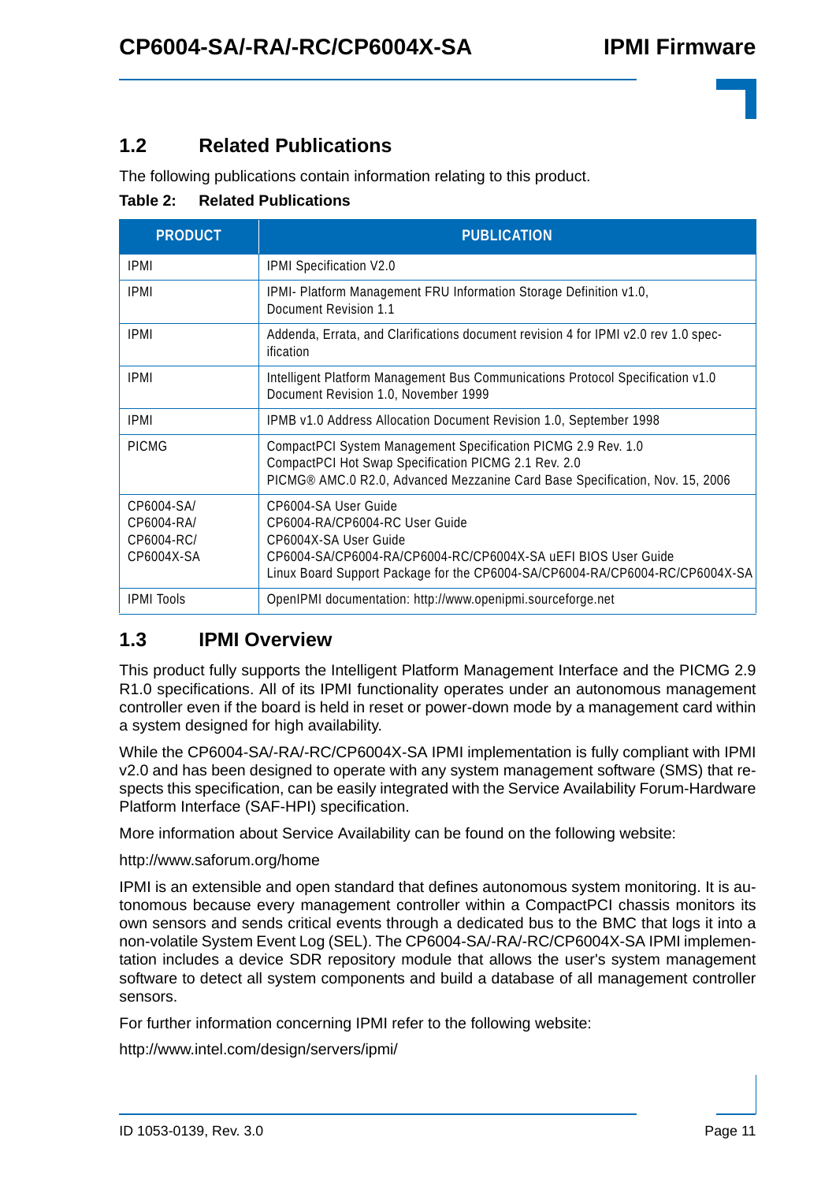## 1.2 Related Publications

The following publications contain information relating to this product.

**Table 2: Related Publications**

| PRODUCT | PUBLICATION |
|---|---|
| IPMI | IPMI Specification V2.0 |
| IPMI | IPMI- Platform Management FRU Information Storage Definition v1.0, Document Revision 1.1 |
| IPMI | Addenda, Errata, and Clarifications document revision 4 for IPMI v2.0 rev 1.0 specification |
| IPMI | Intelligent Platform Management Bus Communications Protocol Specification v1.0 Document Revision 1.0, November 1999 |
| IPMI | IPMB v1.0 Address Allocation Document Revision 1.0, September 1998 |
| PICMG | CompactPCI System Management Specification PICMG 2.9 Rev. 1.0<br>CompactPCI Hot Swap Specification PICMG 2.1 Rev. 2.0<br>PICMG® AMC.0 R2.0, Advanced Mezzanine Card Base Specification, Nov. 15, 2006 |
| CP6004-SA/<br>CP6004-RA/<br>CP6004-RC/<br>CP6004X-SA | CP6004-SA User Guide<br>CP6004-RA/CP6004-RC User Guide<br>CP6004X-SA User Guide<br>CP6004-SA/CP6004-RA/CP6004-RC/CP6004X-SA uEFI BIOS User Guide<br>Linux Board Support Package for the CP6004-SA/CP6004-RA/CP6004-RC/CP6004X-SA |
| IPMI Tools | OpenIPMI documentation: http://www.openipmi.sourceforge.net |

## 1.3 IPMI Overview

This product fully supports the Intelligent Platform Management Interface and the PICMG 2.9 R1.0 specifications. All of its IPMI functionality operates under an autonomous management controller even if the board is held in reset or power-down mode by a management card within a system designed for high availability.

While the CP6004-SA/-RA/-RC/CP6004X-SA IPMI implementation is fully compliant with IPMI v2.0 and has been designed to operate with any system management software (SMS) that respects this specification, can be easily integrated with the Service Availability Forum-Hardware Platform Interface (SAF-HPI) specification.

More information about Service Availability can be found on the following website:

http://www.saforum.org/home

IPMI is an extensible and open standard that defines autonomous system monitoring. It is autonomous because every management controller within a CompactPCI chassis monitors its own sensors and sends critical events through a dedicated bus to the BMC that logs it into a non-volatile System Event Log (SEL). The CP6004-SA/-RA/-RC/CP6004X-SA IPMI implementation includes a device SDR repository module that allows the user's system management software to detect all system components and build a database of all management controller sensors.

For further information concerning IPMI refer to the following website:

http://www.intel.com/design/servers/ipmi/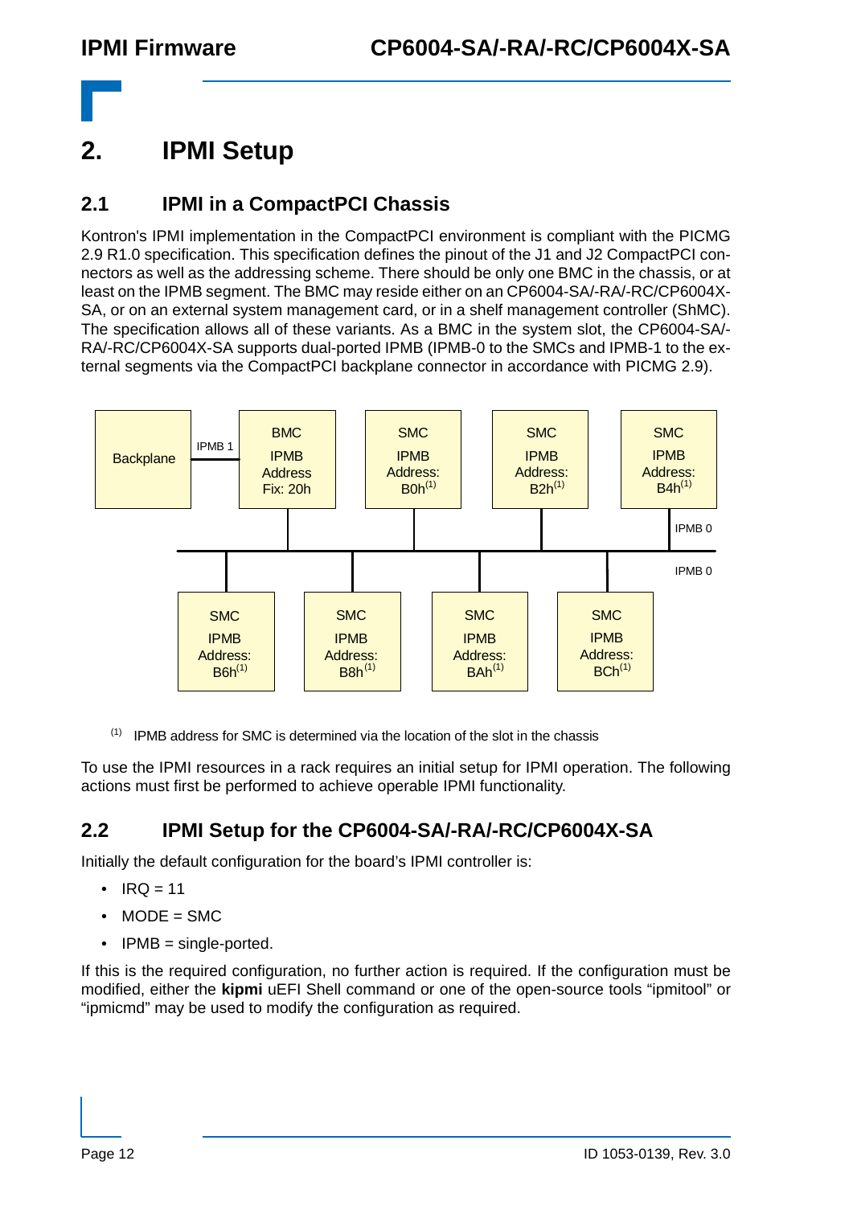# 2. IPMI Setup

## 2.1 IPMI in a CompactPCI Chassis

Kontron's IPMI implementation in the CompactPCI environment is compliant with the PICMG 2.9 R1.0 specification. This specification defines the pinout of the J1 and J2 CompactPCI connectors as well as the addressing scheme. There should be only one BMC in the chassis, or at least on the IPMB segment. The BMC may reside either on an CP6004-SA/-RA/-RC/CP6004X-SA, or on an external system management card, or in a shelf management controller (ShMC). The specification allows all of these variants. As a BMC in the system slot, the CP6004-SA/-RA/-RC/CP6004X-SA supports dual-ported IPMB (IPMB-0 to the SMCs and IPMB-1 to the external segments via the CompactPCI backplane connector in accordance with PICMG 2.9).

Backplane — IPMB 1 — BMC IPMB Address Fix: 20h

IPMB 0 segment:

- SMC IPMB Address: B0h[(1)]
- SMC IPMB Address: B2h[(1)]
- SMC IPMB Address: B4h[(1)]
- SMC IPMB Address: B6h[(1)]
- SMC IPMB Address: B8h[(1)]
- SMC IPMB Address: BAh[(1)]
- SMC IPMB Address: BCh[(1)]

(1) IPMB address for SMC is determined via the location of the slot in the chassis

To use the IPMI resources in a rack requires an initial setup for IPMI operation. The following actions must first be performed to achieve operable IPMI functionality.

## 2.2 IPMI Setup for the CP6004-SA/-RA/-RC/CP6004X-SA

Initially the default configuration for the board's IPMI controller is:

- IRQ = 11
- MODE = SMC
- IPMB = single-ported.

If this is the required configuration, no further action is required. If the configuration must be modified, either the **kipmi** uEFI Shell command or one of the open-source tools "ipmitool" or "ipmicmd" may be used to modify the configuration as required.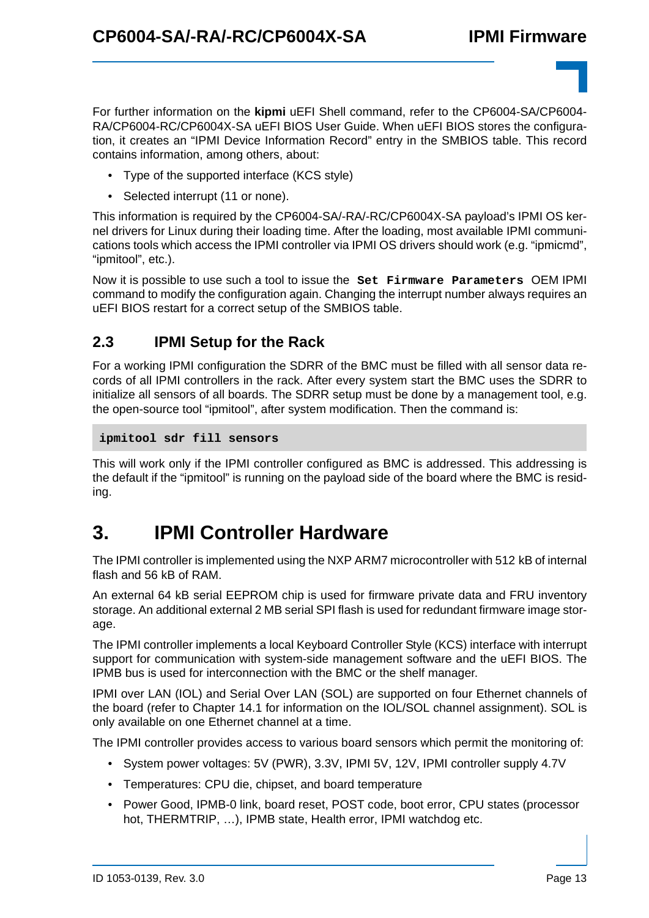For further information on the **kipmi** uEFI Shell command, refer to the CP6004-SA/CP6004-RA/CP6004-RC/CP6004X-SA uEFI BIOS User Guide. When uEFI BIOS stores the configuration, it creates an "IPMI Device Information Record" entry in the SMBIOS table. This record contains information, among others, about:

- Type of the supported interface (KCS style)
- Selected interrupt (11 or none).

This information is required by the CP6004-SA/-RA/-RC/CP6004X-SA payload's IPMI OS kernel drivers for Linux during their loading time. After the loading, most available IPMI communications tools which access the IPMI controller via IPMI OS drivers should work (e.g. "ipmicmd", "ipmitool", etc.).

Now it is possible to use such a tool to issue the **`Set Firmware Parameters`** OEM IPMI command to modify the configuration again. Changing the interrupt number always requires an uEFI BIOS restart for a correct setup of the SMBIOS table.

## 2.3 IPMI Setup for the Rack

For a working IPMI configuration the SDRR of the BMC must be filled with all sensor data records of all IPMI controllers in the rack. After every system start the BMC uses the SDRR to initialize all sensors of all boards. The SDRR setup must be done by a management tool, e.g. the open-source tool "ipmitool", after system modification. Then the command is:

```
ipmitool sdr fill sensors
```

This will work only if the IPMI controller configured as BMC is addressed. This addressing is the default if the "ipmitool" is running on the payload side of the board where the BMC is residing.

# 3. IPMI Controller Hardware

The IPMI controller is implemented using the NXP ARM7 microcontroller with 512 kB of internal flash and 56 kB of RAM.

An external 64 kB serial EEPROM chip is used for firmware private data and FRU inventory storage. An additional external 2 MB serial SPI flash is used for redundant firmware image storage.

The IPMI controller implements a local Keyboard Controller Style (KCS) interface with interrupt support for communication with system-side management software and the uEFI BIOS. The IPMB bus is used for interconnection with the BMC or the shelf manager.

IPMI over LAN (IOL) and Serial Over LAN (SOL) are supported on four Ethernet channels of the board (refer to Chapter 14.1 for information on the IOL/SOL channel assignment). SOL is only available on one Ethernet channel at a time.

The IPMI controller provides access to various board sensors which permit the monitoring of:

- System power voltages: 5V (PWR), 3.3V, IPMI 5V, 12V, IPMI controller supply 4.7V
- Temperatures: CPU die, chipset, and board temperature
- Power Good, IPMB-0 link, board reset, POST code, boot error, CPU states (processor hot, THERMTRIP, …), IPMB state, Health error, IPMI watchdog etc.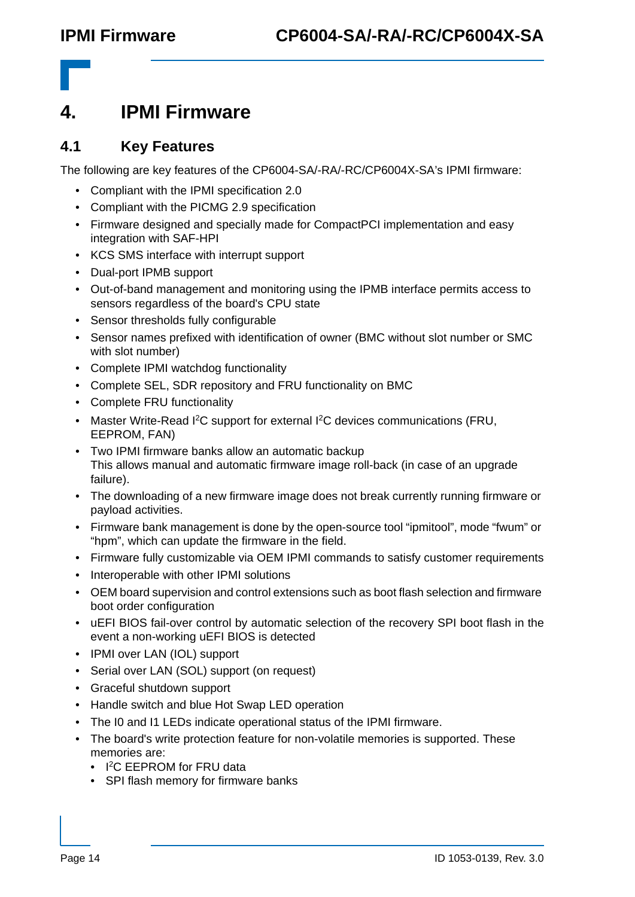# 4. IPMI Firmware

## 4.1 Key Features

The following are key features of the CP6004-SA/-RA/-RC/CP6004X-SA's IPMI firmware:

- Compliant with the IPMI specification 2.0
- Compliant with the PICMG 2.9 specification
- Firmware designed and specially made for CompactPCI implementation and easy integration with SAF-HPI
- KCS SMS interface with interrupt support
- Dual-port IPMB support
- Out-of-band management and monitoring using the IPMB interface permits access to sensors regardless of the board's CPU state
- Sensor thresholds fully configurable
- Sensor names prefixed with identification of owner (BMC without slot number or SMC with slot number)
- Complete IPMI watchdog functionality
- Complete SEL, SDR repository and FRU functionality on BMC
- Complete FRU functionality
- Master Write-Read I$^2$C support for external I$^2$C devices communications (FRU, EEPROM, FAN)
- Two IPMI firmware banks allow an automatic backup
  This allows manual and automatic firmware image roll-back (in case of an upgrade failure).
- The downloading of a new firmware image does not break currently running firmware or payload activities.
- Firmware bank management is done by the open-source tool “ipmitool”, mode “fwum” or “hpm”, which can update the firmware in the field.
- Firmware fully customizable via OEM IPMI commands to satisfy customer requirements
- Interoperable with other IPMI solutions
- OEM board supervision and control extensions such as boot flash selection and firmware boot order configuration
- uEFI BIOS fail-over control by automatic selection of the recovery SPI boot flash in the event a non-working uEFI BIOS is detected
- IPMI over LAN (IOL) support
- Serial over LAN (SOL) support (on request)
- Graceful shutdown support
- Handle switch and blue Hot Swap LED operation
- The I0 and I1 LEDs indicate operational status of the IPMI firmware.
- The board's write protection feature for non-volatile memories is supported. These memories are:
  - I$^2$C EEPROM for FRU data
  - SPI flash memory for firmware banks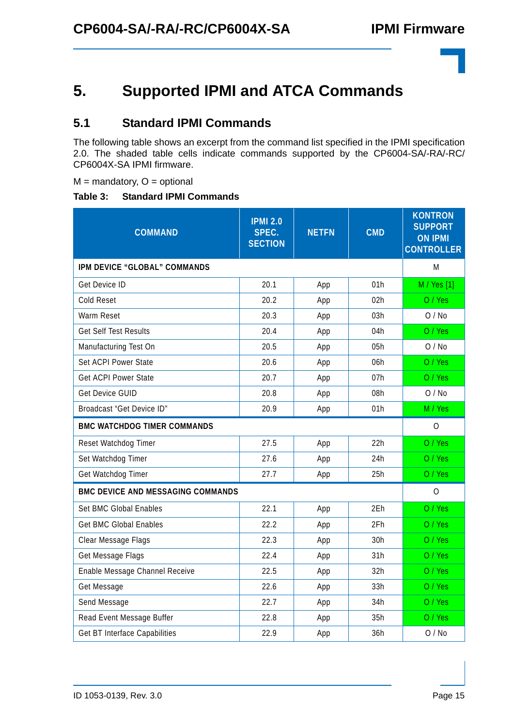#  5. Supported IPMI and ATCA Commands

## 5.1 Standard IPMI Commands

The following table shows an excerpt from the command list specified in the IPMI specification 2.0. The shaded table cells indicate commands supported by the CP6004-SA/-RA/-RC/CP6004X-SA IPMI firmware.

M = mandatory, O = optional

**Table 3: Standard IPMI Commands**

| COMMAND | IPMI 2.0 SPEC. SECTION | NETFN | CMD | KONTRON SUPPORT ON IPMI CONTROLLER |
|---|---|---|---|---|
| **IPM DEVICE "GLOBAL" COMMANDS** | | | | M |
| Get Device ID | 20.1 | App | 01h | M / Yes [1] |
| Cold Reset | 20.2 | App | 02h | O / Yes |
| Warm Reset | 20.3 | App | 03h | O / No |
| Get Self Test Results | 20.4 | App | 04h | O / Yes |
| Manufacturing Test On | 20.5 | App | 05h | O / No |
| Set ACPI Power State | 20.6 | App | 06h | O / Yes |
| Get ACPI Power State | 20.7 | App | 07h | O / Yes |
| Get Device GUID | 20.8 | App | 08h | O / No |
| Broadcast "Get Device ID" | 20.9 | App | 01h | M / Yes |
| **BMC WATCHDOG TIMER COMMANDS** | | | | O |
| Reset Watchdog Timer | 27.5 | App | 22h | O / Yes |
| Set Watchdog Timer | 27.6 | App | 24h | O / Yes |
| Get Watchdog Timer | 27.7 | App | 25h | O / Yes |
| **BMC DEVICE AND MESSAGING COMMANDS** | | | | O |
| Set BMC Global Enables | 22.1 | App | 2Eh | O / Yes |
| Get BMC Global Enables | 22.2 | App | 2Fh | O / Yes |
| Clear Message Flags | 22.3 | App | 30h | O / Yes |
| Get Message Flags | 22.4 | App | 31h | O / Yes |
| Enable Message Channel Receive | 22.5 | App | 32h | O / Yes |
| Get Message | 22.6 | App | 33h | O / Yes |
| Send Message | 22.7 | App | 34h | O / Yes |
| Read Event Message Buffer | 22.8 | App | 35h | O / Yes |
| Get BT Interface Capabilities | 22.9 | App | 36h | O / No |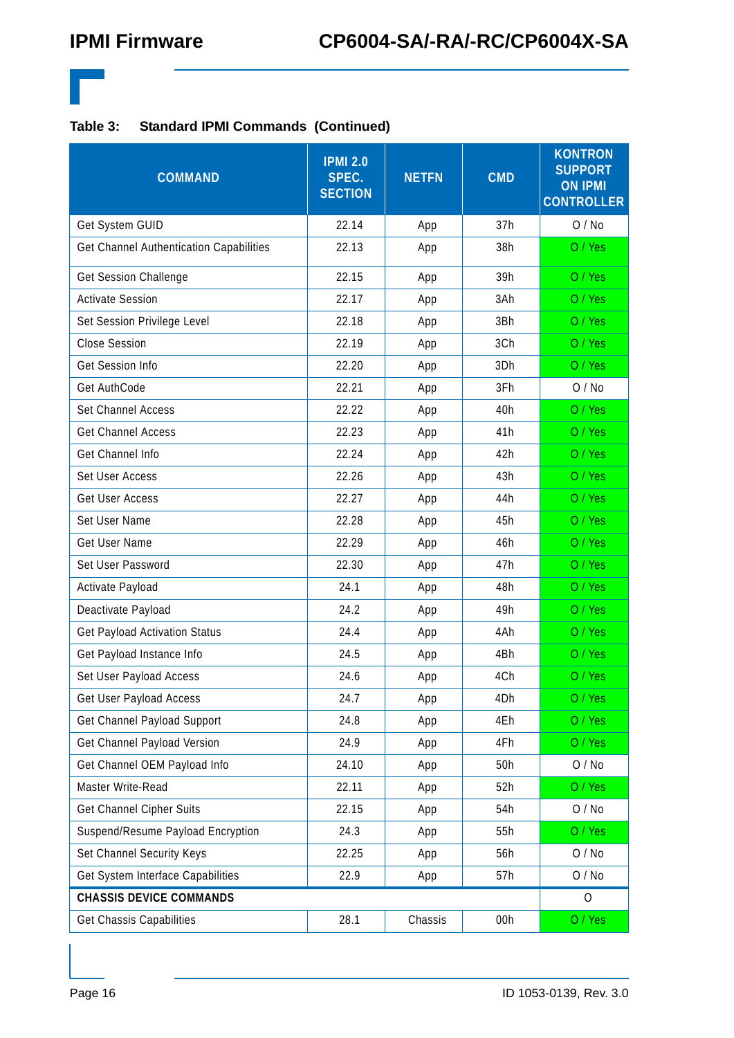**Table 3: Standard IPMI Commands (Continued)**

| COMMAND | IPMI 2.0 SPEC. SECTION | NETFN | CMD | KONTRON SUPPORT ON IPMI CONTROLLER |
|---|---|---|---|---|
| Get System GUID | 22.14 | App | 37h | O / No |
| Get Channel Authentication Capabilities | 22.13 | App | 38h | O / Yes |
| Get Session Challenge | 22.15 | App | 39h | O / Yes |
| Activate Session | 22.17 | App | 3Ah | O / Yes |
| Set Session Privilege Level | 22.18 | App | 3Bh | O / Yes |
| Close Session | 22.19 | App | 3Ch | O / Yes |
| Get Session Info | 22.20 | App | 3Dh | O / Yes |
| Get AuthCode | 22.21 | App | 3Fh | O / No |
| Set Channel Access | 22.22 | App | 40h | O / Yes |
| Get Channel Access | 22.23 | App | 41h | O / Yes |
| Get Channel Info | 22.24 | App | 42h | O / Yes |
| Set User Access | 22.26 | App | 43h | O / Yes |
| Get User Access | 22.27 | App | 44h | O / Yes |
| Set User Name | 22.28 | App | 45h | O / Yes |
| Get User Name | 22.29 | App | 46h | O / Yes |
| Set User Password | 22.30 | App | 47h | O / Yes |
| Activate Payload | 24.1 | App | 48h | O / Yes |
| Deactivate Payload | 24.2 | App | 49h | O / Yes |
| Get Payload Activation Status | 24.4 | App | 4Ah | O / Yes |
| Get Payload Instance Info | 24.5 | App | 4Bh | O / Yes |
| Set User Payload Access | 24.6 | App | 4Ch | O / Yes |
| Get User Payload Access | 24.7 | App | 4Dh | O / Yes |
| Get Channel Payload Support | 24.8 | App | 4Eh | O / Yes |
| Get Channel Payload Version | 24.9 | App | 4Fh | O / Yes |
| Get Channel OEM Payload Info | 24.10 | App | 50h | O / No |
| Master Write-Read | 22.11 | App | 52h | O / Yes |
| Get Channel Cipher Suits | 22.15 | App | 54h | O / No |
| Suspend/Resume Payload Encryption | 24.3 | App | 55h | O / Yes |
| Set Channel Security Keys | 22.25 | App | 56h | O / No |
| Get System Interface Capabilities | 22.9 | App | 57h | O / No |
| **CHASSIS DEVICE COMMANDS** | | | | O |
| Get Chassis Capabilities | 28.1 | Chassis | 00h | O / Yes |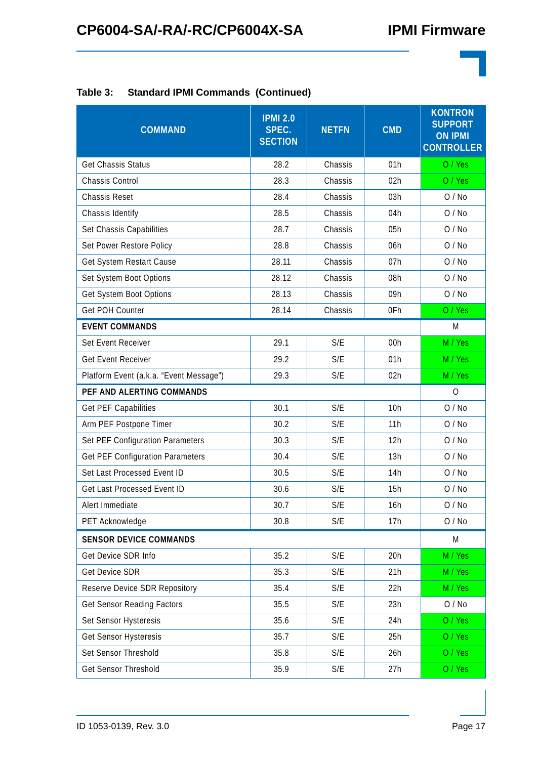**Table 3: Standard IPMI Commands (Continued)**

| COMMAND | IPMI 2.0 SPEC. SECTION | NETFN | CMD | KONTRON SUPPORT ON IPMI CONTROLLER |
|---|---|---|---|---|
| Get Chassis Status | 28.2 | Chassis | 01h | O / Yes |
| Chassis Control | 28.3 | Chassis | 02h | O / Yes |
| Chassis Reset | 28.4 | Chassis | 03h | O / No |
| Chassis Identify | 28.5 | Chassis | 04h | O / No |
| Set Chassis Capabilities | 28.7 | Chassis | 05h | O / No |
| Set Power Restore Policy | 28.8 | Chassis | 06h | O / No |
| Get System Restart Cause | 28.11 | Chassis | 07h | O / No |
| Set System Boot Options | 28.12 | Chassis | 08h | O / No |
| Get System Boot Options | 28.13 | Chassis | 09h | O / No |
| Get POH Counter | 28.14 | Chassis | 0Fh | O / Yes |
| **EVENT COMMANDS** | | | | M |
| Set Event Receiver | 29.1 | S/E | 00h | M / Yes |
| Get Event Receiver | 29.2 | S/E | 01h | M / Yes |
| Platform Event (a.k.a. "Event Message") | 29.3 | S/E | 02h | M / Yes |
| **PEF AND ALERTING COMMANDS** | | | | O |
| Get PEF Capabilities | 30.1 | S/E | 10h | O / No |
| Arm PEF Postpone Timer | 30.2 | S/E | 11h | O / No |
| Set PEF Configuration Parameters | 30.3 | S/E | 12h | O / No |
| Get PEF Configuration Parameters | 30.4 | S/E | 13h | O / No |
| Set Last Processed Event ID | 30.5 | S/E | 14h | O / No |
| Get Last Processed Event ID | 30.6 | S/E | 15h | O / No |
| Alert Immediate | 30.7 | S/E | 16h | O / No |
| PET Acknowledge | 30.8 | S/E | 17h | O / No |
| **SENSOR DEVICE COMMANDS** | | | | M |
| Get Device SDR Info | 35.2 | S/E | 20h | M / Yes |
| Get Device SDR | 35.3 | S/E | 21h | M / Yes |
| Reserve Device SDR Repository | 35.4 | S/E | 22h | M / Yes |
| Get Sensor Reading Factors | 35.5 | S/E | 23h | O / No |
| Set Sensor Hysteresis | 35.6 | S/E | 24h | O / Yes |
| Get Sensor Hysteresis | 35.7 | S/E | 25h | O / Yes |
| Set Sensor Threshold | 35.8 | S/E | 26h | O / Yes |
| Get Sensor Threshold | 35.9 | S/E | 27h | O / Yes |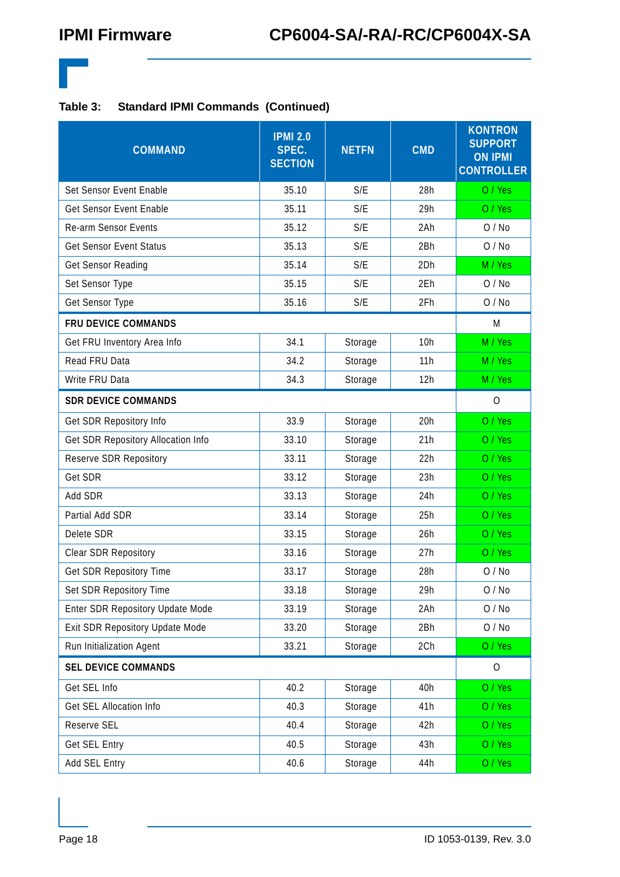**Table 3: Standard IPMI Commands (Continued)**

| COMMAND | IPMI 2.0 SPEC. SECTION | NETFN | CMD | KONTRON SUPPORT ON IPMI CONTROLLER |
|---|---|---|---|---|
| Set Sensor Event Enable | 35.10 | S/E | 28h | O / Yes |
| Get Sensor Event Enable | 35.11 | S/E | 29h | O / Yes |
| Re-arm Sensor Events | 35.12 | S/E | 2Ah | O / No |
| Get Sensor Event Status | 35.13 | S/E | 2Bh | O / No |
| Get Sensor Reading | 35.14 | S/E | 2Dh | M / Yes |
| Set Sensor Type | 35.15 | S/E | 2Eh | O / No |
| Get Sensor Type | 35.16 | S/E | 2Fh | O / No |
| **FRU DEVICE COMMANDS** | | | | M |
| Get FRU Inventory Area Info | 34.1 | Storage | 10h | M / Yes |
| Read FRU Data | 34.2 | Storage | 11h | M / Yes |
| Write FRU Data | 34.3 | Storage | 12h | M / Yes |
| **SDR DEVICE COMMANDS** | | | | O |
| Get SDR Repository Info | 33.9 | Storage | 20h | O / Yes |
| Get SDR Repository Allocation Info | 33.10 | Storage | 21h | O / Yes |
| Reserve SDR Repository | 33.11 | Storage | 22h | O / Yes |
| Get SDR | 33.12 | Storage | 23h | O / Yes |
| Add SDR | 33.13 | Storage | 24h | O / Yes |
| Partial Add SDR | 33.14 | Storage | 25h | O / Yes |
| Delete SDR | 33.15 | Storage | 26h | O / Yes |
| Clear SDR Repository | 33.16 | Storage | 27h | O / Yes |
| Get SDR Repository Time | 33.17 | Storage | 28h | O / No |
| Set SDR Repository Time | 33.18 | Storage | 29h | O / No |
| Enter SDR Repository Update Mode | 33.19 | Storage | 2Ah | O / No |
| Exit SDR Repository Update Mode | 33.20 | Storage | 2Bh | O / No |
| Run Initialization Agent | 33.21 | Storage | 2Ch | O / Yes |
| **SEL DEVICE COMMANDS** | | | | O |
| Get SEL Info | 40.2 | Storage | 40h | O / Yes |
| Get SEL Allocation Info | 40.3 | Storage | 41h | O / Yes |
| Reserve SEL | 40.4 | Storage | 42h | O / Yes |
| Get SEL Entry | 40.5 | Storage | 43h | O / Yes |
| Add SEL Entry | 40.6 | Storage | 44h | O / Yes |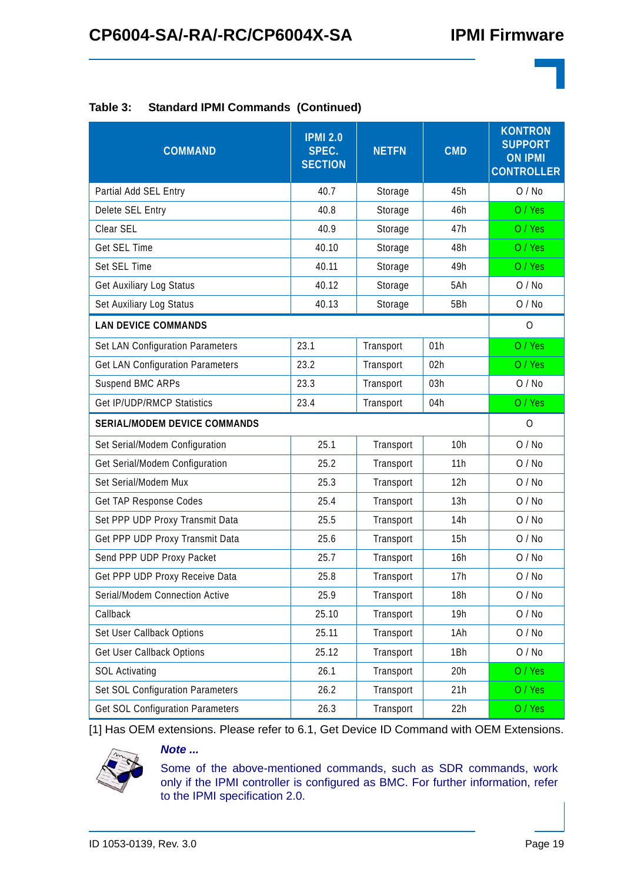**Table 3: Standard IPMI Commands (Continued)**

| COMMAND | IPMI 2.0 SPEC. SECTION | NETFN | CMD | KONTRON SUPPORT ON IPMI CONTROLLER |
|---|---|---|---|---|
| Partial Add SEL Entry | 40.7 | Storage | 45h | O / No |
| Delete SEL Entry | 40.8 | Storage | 46h | O / Yes |
| Clear SEL | 40.9 | Storage | 47h | O / Yes |
| Get SEL Time | 40.10 | Storage | 48h | O / Yes |
| Set SEL Time | 40.11 | Storage | 49h | O / Yes |
| Get Auxiliary Log Status | 40.12 | Storage | 5Ah | O / No |
| Set Auxiliary Log Status | 40.13 | Storage | 5Bh | O / No |
| **LAN DEVICE COMMANDS** | | | | O |
| Set LAN Configuration Parameters | 23.1 | Transport | 01h | O / Yes |
| Get LAN Configuration Parameters | 23.2 | Transport | 02h | O / Yes |
| Suspend BMC ARPs | 23.3 | Transport | 03h | O / No |
| Get IP/UDP/RMCP Statistics | 23.4 | Transport | 04h | O / Yes |
| **SERIAL/MODEM DEVICE COMMANDS** | | | | O |
| Set Serial/Modem Configuration | 25.1 | Transport | 10h | O / No |
| Get Serial/Modem Configuration | 25.2 | Transport | 11h | O / No |
| Set Serial/Modem Mux | 25.3 | Transport | 12h | O / No |
| Get TAP Response Codes | 25.4 | Transport | 13h | O / No |
| Set PPP UDP Proxy Transmit Data | 25.5 | Transport | 14h | O / No |
| Get PPP UDP Proxy Transmit Data | 25.6 | Transport | 15h | O / No |
| Send PPP UDP Proxy Packet | 25.7 | Transport | 16h | O / No |
| Get PPP UDP Proxy Receive Data | 25.8 | Transport | 17h | O / No |
| Serial/Modem Connection Active | 25.9 | Transport | 18h | O / No |
| Callback | 25.10 | Transport | 19h | O / No |
| Set User Callback Options | 25.11 | Transport | 1Ah | O / No |
| Get User Callback Options | 25.12 | Transport | 1Bh | O / No |
| SOL Activating | 26.1 | Transport | 20h | O / Yes |
| Set SOL Configuration Parameters | 26.2 | Transport | 21h | O / Yes |
| Get SOL Configuration Parameters | 26.3 | Transport | 22h | O / Yes |

[1] Has OEM extensions. Please refer to 6.1, Get Device ID Command with OEM Extensions.

***Note ...***

Some of the above-mentioned commands, such as SDR commands, work only if the IPMI controller is configured as BMC. For further information, refer to the IPMI specification 2.0.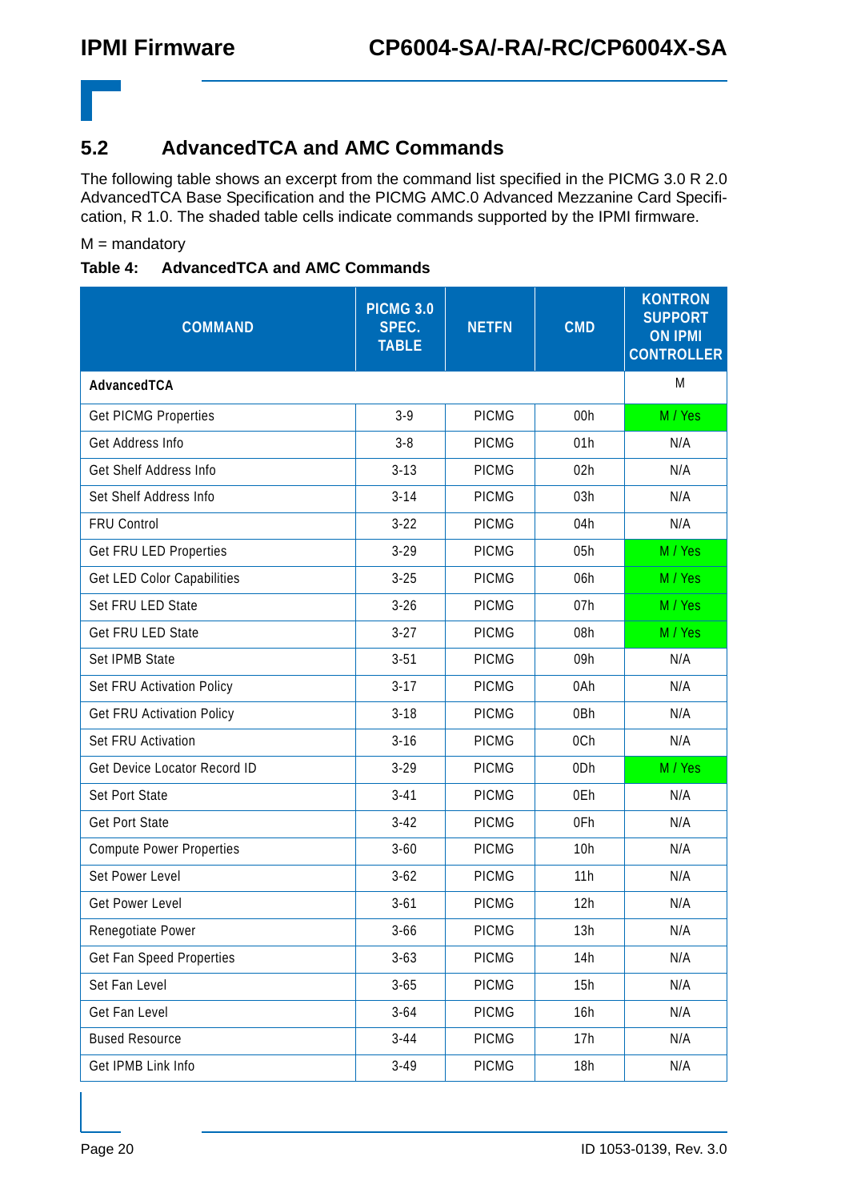## 5.2 AdvancedTCA and AMC Commands

The following table shows an excerpt from the command list specified in the PICMG 3.0 R 2.0 AdvancedTCA Base Specification and the PICMG AMC.0 Advanced Mezzanine Card Specification, R 1.0. The shaded table cells indicate commands supported by the IPMI firmware.

M = mandatory

**Table 4: AdvancedTCA and AMC Commands**

| COMMAND | PICMG 3.0 SPEC. TABLE | NETFN | CMD | KONTRON SUPPORT ON IPMI CONTROLLER |
|---|---|---|---|---|
| **AdvancedTCA** | | | | M |
| Get PICMG Properties | 3-9 | PICMG | 00h | M / Yes |
| Get Address Info | 3-8 | PICMG | 01h | N/A |
| Get Shelf Address Info | 3-13 | PICMG | 02h | N/A |
| Set Shelf Address Info | 3-14 | PICMG | 03h | N/A |
| FRU Control | 3-22 | PICMG | 04h | N/A |
| Get FRU LED Properties | 3-29 | PICMG | 05h | M / Yes |
| Get LED Color Capabilities | 3-25 | PICMG | 06h | M / Yes |
| Set FRU LED State | 3-26 | PICMG | 07h | M / Yes |
| Get FRU LED State | 3-27 | PICMG | 08h | M / Yes |
| Set IPMB State | 3-51 | PICMG | 09h | N/A |
| Set FRU Activation Policy | 3-17 | PICMG | 0Ah | N/A |
| Get FRU Activation Policy | 3-18 | PICMG | 0Bh | N/A |
| Set FRU Activation | 3-16 | PICMG | 0Ch | N/A |
| Get Device Locator Record ID | 3-29 | PICMG | 0Dh | M / Yes |
| Set Port State | 3-41 | PICMG | 0Eh | N/A |
| Get Port State | 3-42 | PICMG | 0Fh | N/A |
| Compute Power Properties | 3-60 | PICMG | 10h | N/A |
| Set Power Level | 3-62 | PICMG | 11h | N/A |
| Get Power Level | 3-61 | PICMG | 12h | N/A |
| Renegotiate Power | 3-66 | PICMG | 13h | N/A |
| Get Fan Speed Properties | 3-63 | PICMG | 14h | N/A |
| Set Fan Level | 3-65 | PICMG | 15h | N/A |
| Get Fan Level | 3-64 | PICMG | 16h | N/A |
| Bused Resource | 3-44 | PICMG | 17h | N/A |
| Get IPMB Link Info | 3-49 | PICMG | 18h | N/A |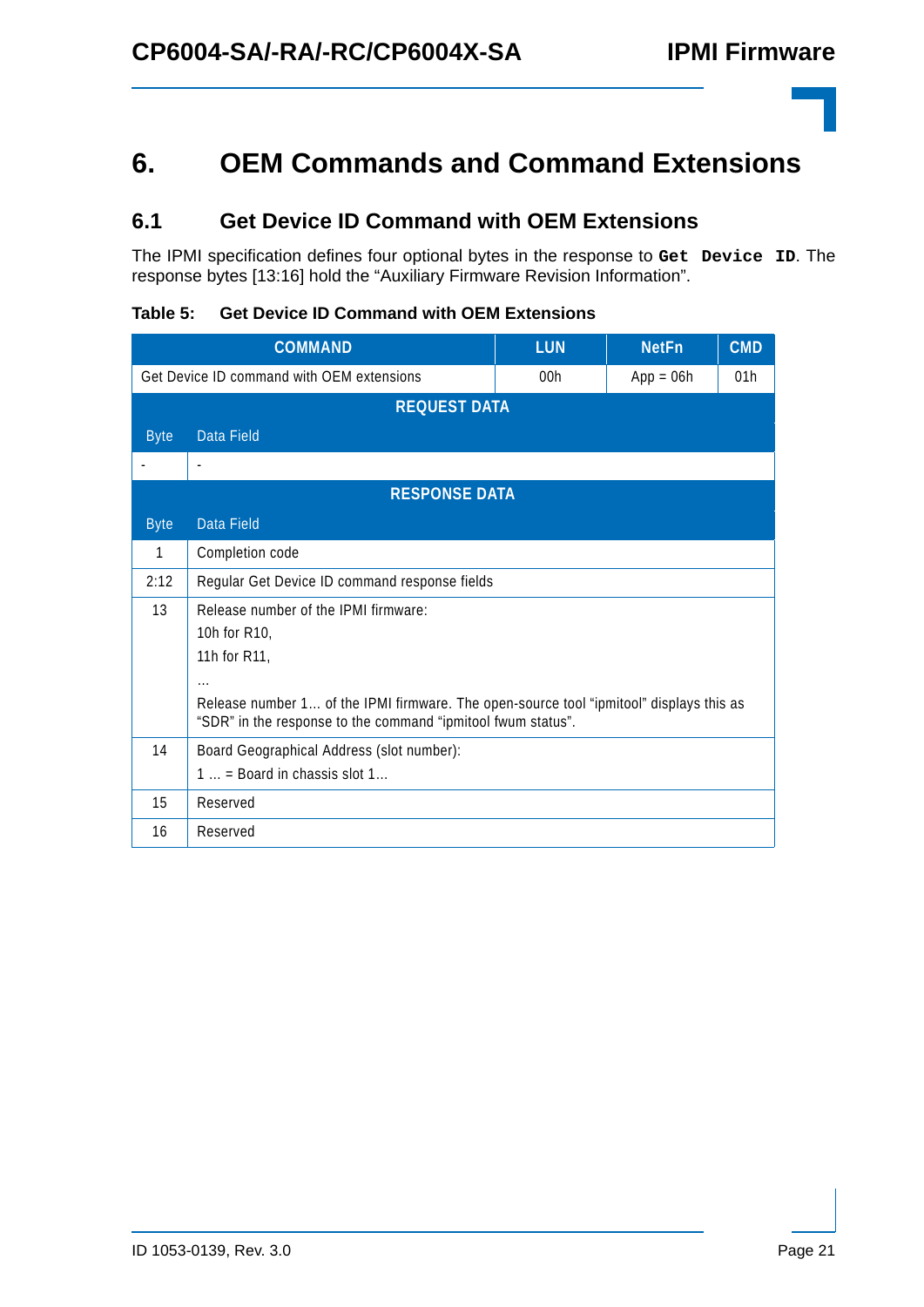# 6. OEM Commands and Command Extensions

## 6.1 Get Device ID Command with OEM Extensions

The IPMI specification defines four optional bytes in the response to **`Get Device ID`**. The response bytes [13:16] hold the “Auxiliary Firmware Revision Information”.

**Table 5: Get Device ID Command with OEM Extensions**

| COMMAND | | LUN | NetFn | CMD |
|---|---|---|---|---|
| Get Device ID command with OEM extensions | | 00h | App = 06h | 01h |
| **REQUEST DATA** | | | | |
| Byte | Data Field | | | |
| - | - | | | |
| **RESPONSE DATA** | | | | |
| Byte | Data Field | | | |
| 1 | Completion code | | | |
| 2:12 | Regular Get Device ID command response fields | | | |
| 13 | Release number of the IPMI firmware:<br>10h for R10,<br>11h for R11,<br>...<br>Release number 1... of the IPMI firmware. The open-source tool “ipmitool” displays this as “SDR” in the response to the command “ipmitool fwum status”. | | | |
| 14 | Board Geographical Address (slot number):<br>1 ... = Board in chassis slot 1... | | | |
| 15 | Reserved | | | |
| 16 | Reserved | | | |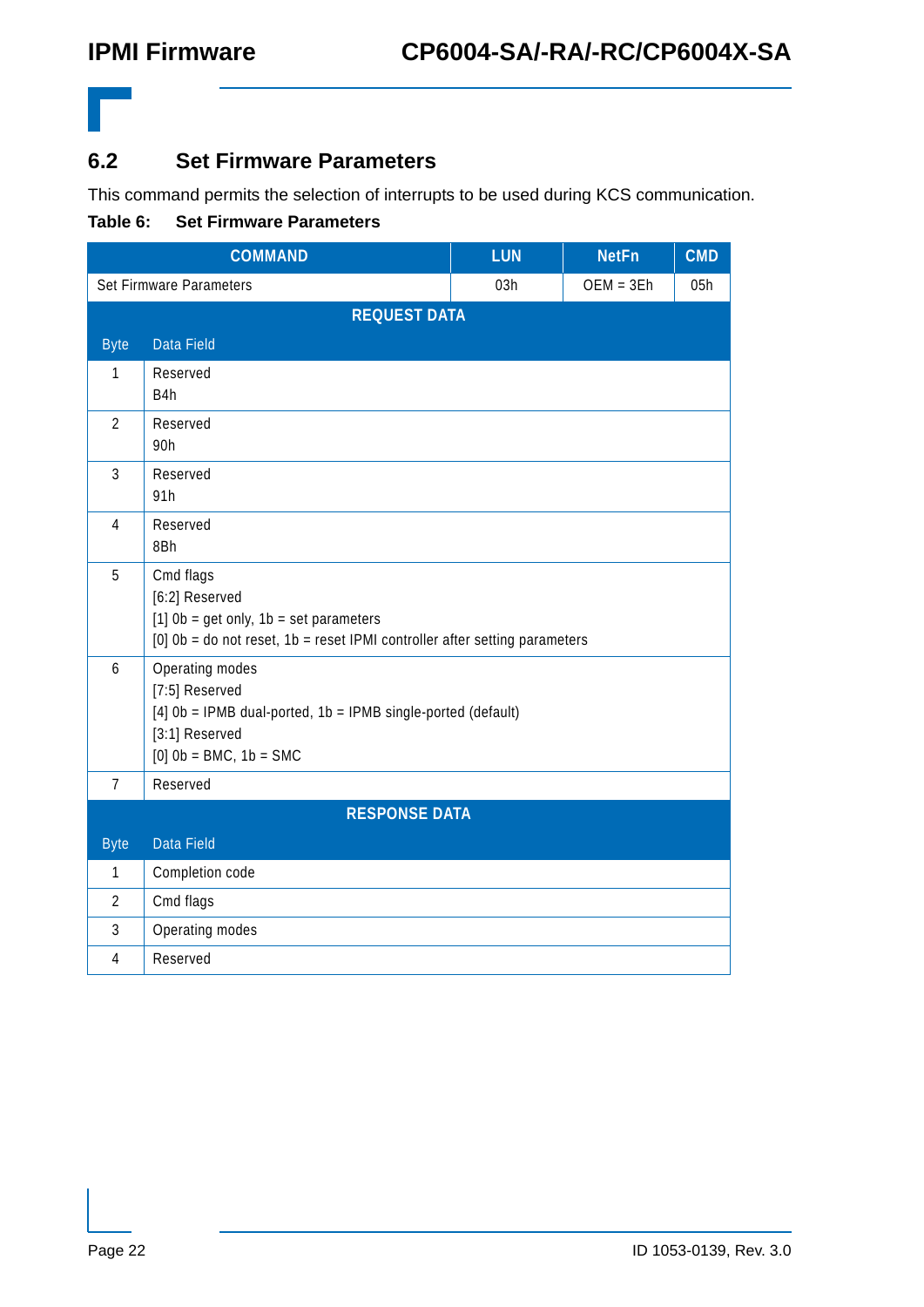## 6.2 Set Firmware Parameters

This command permits the selection of interrupts to be used during KCS communication.

**Table 6: Set Firmware Parameters**

| COMMAND | LUN | NetFn | CMD |
|---|---|---|---|
| Set Firmware Parameters | 03h | OEM = 3Eh | 05h |

**REQUEST DATA**

| Byte | Data Field |
|---|---|
| 1 | Reserved<br>B4h |
| 2 | Reserved<br>90h |
| 3 | Reserved<br>91h |
| 4 | Reserved<br>8Bh |
| 5 | Cmd flags<br>[6:2] Reserved<br>[1] 0b = get only, 1b = set parameters<br>[0] 0b = do not reset, 1b = reset IPMI controller after setting parameters |
| 6 | Operating modes<br>[7:5] Reserved<br>[4] 0b = IPMB dual-ported, 1b = IPMB single-ported (default)<br>[3:1] Reserved<br>[0] 0b = BMC, 1b = SMC |
| 7 | Reserved |

**RESPONSE DATA**

| Byte | Data Field |
|---|---|
| 1 | Completion code |
| 2 | Cmd flags |
| 3 | Operating modes |
| 4 | Reserved |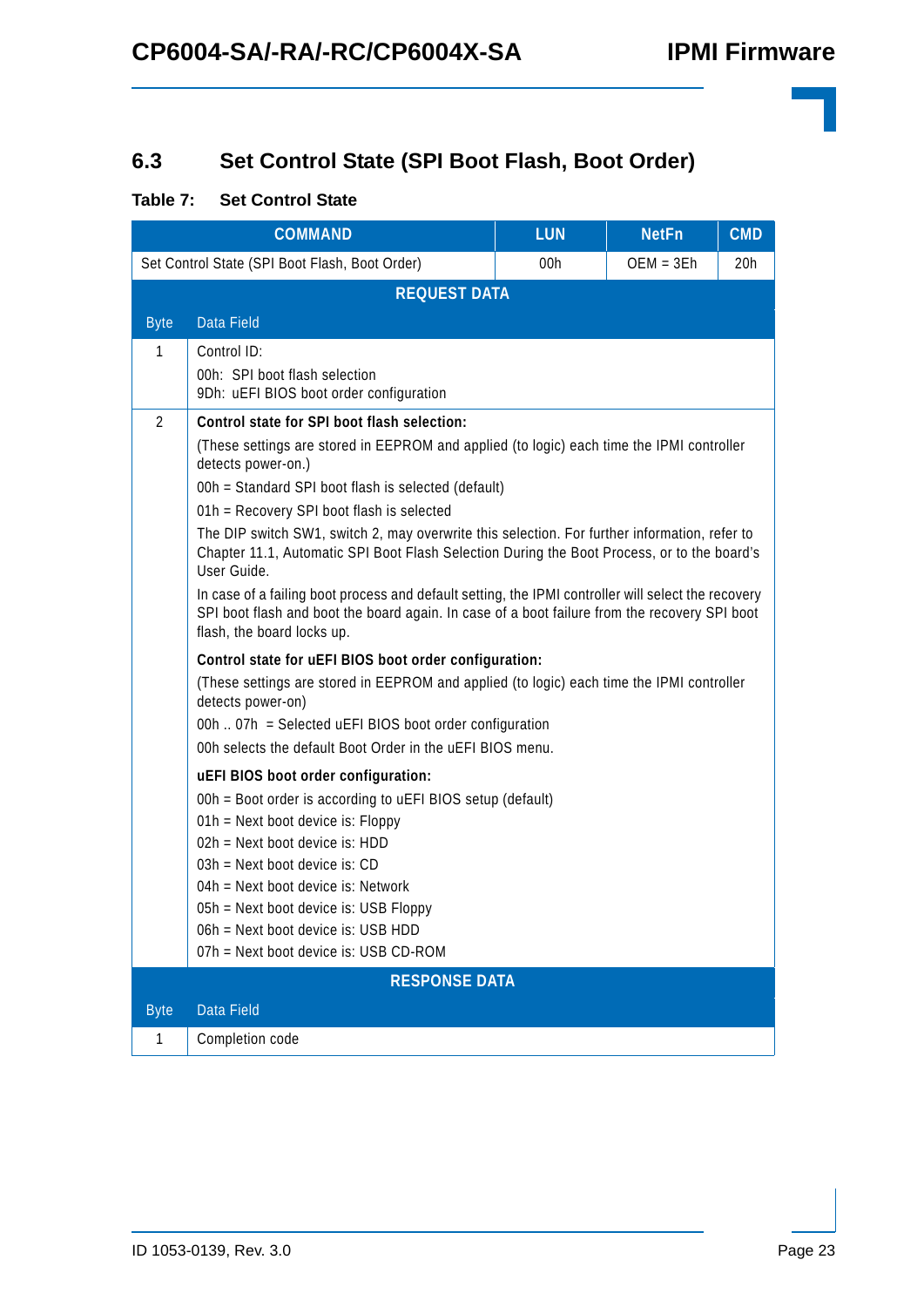## 6.3 Set Control State (SPI Boot Flash, Boot Order)

**Table 7: Set Control State**

| COMMAND | LUN | NetFn | CMD |
|---|---|---|---|
| Set Control State (SPI Boot Flash, Boot Order) | 00h | OEM = 3Eh | 20h |

**REQUEST DATA**

| Byte | Data Field |
|---|---|
| 1 | Control ID:<br>00h: SPI boot flash selection<br>9Dh: uEFI BIOS boot order configuration |
| 2 | **Control state for SPI boot flash selection:**<br>(These settings are stored in EEPROM and applied (to logic) each time the IPMI controller detects power-on.)<br>00h = Standard SPI boot flash is selected (default)<br>01h = Recovery SPI boot flash is selected<br>The DIP switch SW1, switch 2, may overwrite this selection. For further information, refer to Chapter 11.1, Automatic SPI Boot Flash Selection During the Boot Process, or to the board's User Guide.<br>In case of a failing boot process and default setting, the IPMI controller will select the recovery SPI boot flash and boot the board again. In case of a boot failure from the recovery SPI boot flash, the board locks up.<br>**Control state for uEFI BIOS boot order configuration:**<br>(These settings are stored in EEPROM and applied (to logic) each time the IPMI controller detects power-on)<br>00h .. 07h = Selected uEFI BIOS boot order configuration<br>00h selects the default Boot Order in the uEFI BIOS menu.<br>**uEFI BIOS boot order configuration:**<br>00h = Boot order is according to uEFI BIOS setup (default)<br>01h = Next boot device is: Floppy<br>02h = Next boot device is: HDD<br>03h = Next boot device is: CD<br>04h = Next boot device is: Network<br>05h = Next boot device is: USB Floppy<br>06h = Next boot device is: USB HDD<br>07h = Next boot device is: USB CD-ROM |

**RESPONSE DATA**

| Byte | Data Field |
|---|---|
| 1 | Completion code |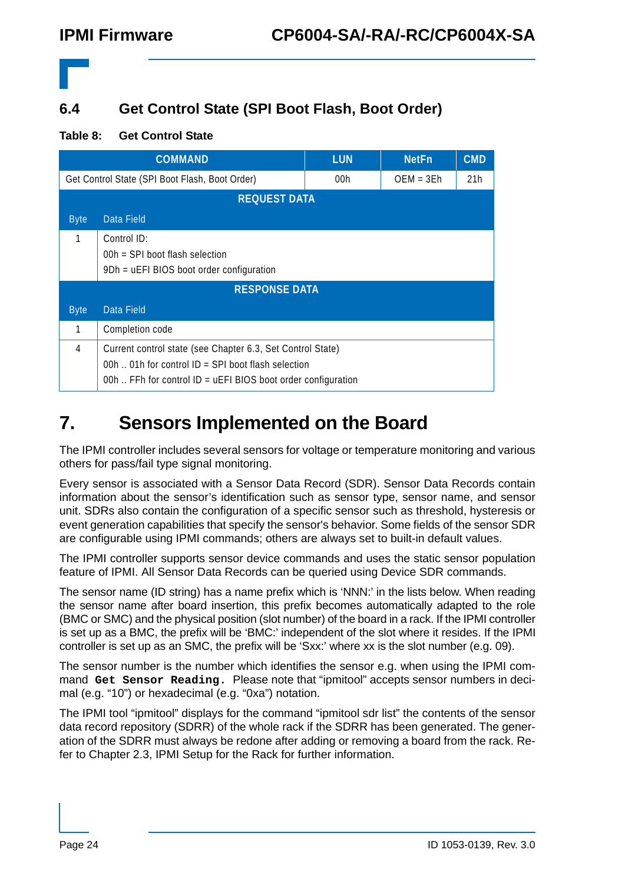## 6.4 Get Control State (SPI Boot Flash, Boot Order)

**Table 8: Get Control State**

| COMMAND | | LUN | NetFn | CMD |
|---|---|---|---|---|
| Get Control State (SPI Boot Flash, Boot Order) | | 00h | OEM = 3Eh | 21h |
| **REQUEST DATA** | | | | |
| Byte | Data Field | | | |
| 1 | Control ID:<br>00h = SPI boot flash selection<br>9Dh = uEFI BIOS boot order configuration | | | |
| **RESPONSE DATA** | | | | |
| Byte | Data Field | | | |
| 1 | Completion code | | | |
| 4 | Current control state (see Chapter 6.3, Set Control State)<br>00h .. 01h for control ID = SPI boot flash selection<br>00h .. FFh for control ID = uEFI BIOS boot order configuration | | | |

# 7. Sensors Implemented on the Board

The IPMI controller includes several sensors for voltage or temperature monitoring and various others for pass/fail type signal monitoring.

Every sensor is associated with a Sensor Data Record (SDR). Sensor Data Records contain information about the sensor's identification such as sensor type, sensor name, and sensor unit. SDRs also contain the configuration of a specific sensor such as threshold, hysteresis or event generation capabilities that specify the sensor's behavior. Some fields of the sensor SDR are configurable using IPMI commands; others are always set to built-in default values.

The IPMI controller supports sensor device commands and uses the static sensor population feature of IPMI. All Sensor Data Records can be queried using Device SDR commands.

The sensor name (ID string) has a name prefix which is 'NNN:' in the lists below. When reading the sensor name after board insertion, this prefix becomes automatically adapted to the role (BMC or SMC) and the physical position (slot number) of the board in a rack. If the IPMI controller is set up as a BMC, the prefix will be 'BMC:' independent of the slot where it resides. If the IPMI controller is set up as an SMC, the prefix will be 'Sxx:' where xx is the slot number (e.g. 09).

The sensor number is the number which identifies the sensor e.g. when using the IPMI command **`Get Sensor Reading.`** Please note that "ipmitool" accepts sensor numbers in decimal (e.g. "10") or hexadecimal (e.g. "0xa") notation.

The IPMI tool "ipmitool" displays for the command "ipmitool sdr list" the contents of the sensor data record repository (SDRR) of the whole rack if the SDRR has been generated. The generation of the SDRR must always be redone after adding or removing a board from the rack. Refer to Chapter 2.3, IPMI Setup for the Rack for further information.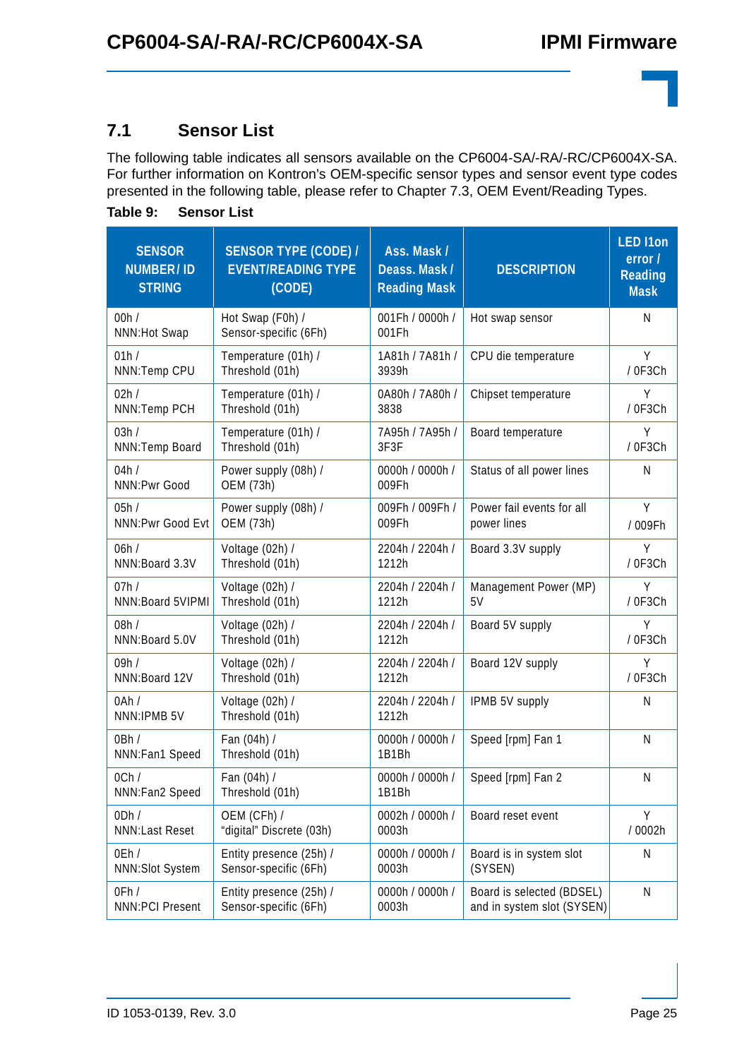## 7.1 Sensor List

The following table indicates all sensors available on the CP6004-SA/-RA/-RC/CP6004X-SA. For further information on Kontron's OEM-specific sensor types and sensor event type codes presented in the following table, please refer to Chapter 7.3, OEM Event/Reading Types.

**Table 9: Sensor List**

| SENSOR NUMBER/ ID STRING | SENSOR TYPE (CODE) / EVENT/READING TYPE (CODE) | Ass. Mask / Deass. Mask / Reading Mask | DESCRIPTION | LED I1on error / Reading Mask |
|---|---|---|---|---|
| 00h / NNN:Hot Swap | Hot Swap (F0h) / Sensor-specific (6Fh) | 001Fh / 0000h / 001Fh | Hot swap sensor | N |
| 01h / NNN:Temp CPU | Temperature (01h) / Threshold (01h) | 1A81h / 7A81h / 3939h | CPU die temperature | Y / 0F3Ch |
| 02h / NNN:Temp PCH | Temperature (01h) / Threshold (01h) | 0A80h / 7A80h / 3838 | Chipset temperature | Y / 0F3Ch |
| 03h / NNN:Temp Board | Temperature (01h) / Threshold (01h) | 7A95h / 7A95h / 3F3F | Board temperature | Y / 0F3Ch |
| 04h / NNN:Pwr Good | Power supply (08h) / OEM (73h) | 0000h / 0000h / 009Fh | Status of all power lines | N |
| 05h / NNN:Pwr Good Evt | Power supply (08h) / OEM (73h) | 009Fh / 009Fh / 009Fh | Power fail events for all power lines | Y / 009Fh |
| 06h / NNN:Board 3.3V | Voltage (02h) / Threshold (01h) | 2204h / 2204h / 1212h | Board 3.3V supply | Y / 0F3Ch |
| 07h / NNN:Board 5VIPMI | Voltage (02h) / Threshold (01h) | 2204h / 2204h / 1212h | Management Power (MP) 5V | Y / 0F3Ch |
| 08h / NNN:Board 5.0V | Voltage (02h) / Threshold (01h) | 2204h / 2204h / 1212h | Board 5V supply | Y / 0F3Ch |
| 09h / NNN:Board 12V | Voltage (02h) / Threshold (01h) | 2204h / 2204h / 1212h | Board 12V supply | Y / 0F3Ch |
| 0Ah / NNN:IPMB 5V | Voltage (02h) / Threshold (01h) | 2204h / 2204h / 1212h | IPMB 5V supply | N |
| 0Bh / NNN:Fan1 Speed | Fan (04h) / Threshold (01h) | 0000h / 0000h / 1B1Bh | Speed [rpm] Fan 1 | N |
| 0Ch / NNN:Fan2 Speed | Fan (04h) / Threshold (01h) | 0000h / 0000h / 1B1Bh | Speed [rpm] Fan 2 | N |
| 0Dh / NNN:Last Reset | OEM (CFh) / "digital" Discrete (03h) | 0002h / 0000h / 0003h | Board reset event | Y / 0002h |
| 0Eh / NNN:Slot System | Entity presence (25h) / Sensor-specific (6Fh) | 0000h / 0000h / 0003h | Board is in system slot (SYSEN) | N |
| 0Fh / NNN:PCI Present | Entity presence (25h) / Sensor-specific (6Fh) | 0000h / 0000h / 0003h | Board is selected (BDSEL) and in system slot (SYSEN) | N |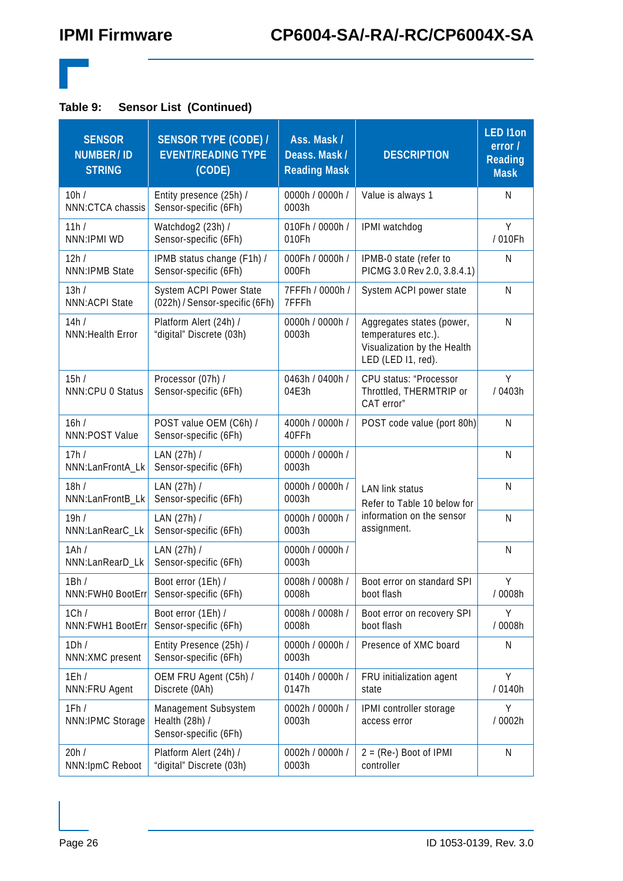**Table 9: Sensor List (Continued)**

| SENSOR NUMBER/ ID STRING | SENSOR TYPE (CODE) / EVENT/READING TYPE (CODE) | Ass. Mask / Deass. Mask / Reading Mask | DESCRIPTION | LED I1on error / Reading Mask |
|---|---|---|---|---|
| 10h / NNN:CTCA chassis | Entity presence (25h) / Sensor-specific (6Fh) | 0000h / 0000h / 0003h | Value is always 1 | N |
| 11h / NNN:IPMI WD | Watchdog2 (23h) / Sensor-specific (6Fh) | 010Fh / 0000h / 010Fh | IPMI watchdog | Y / 010Fh |
| 12h / NNN:IPMB State | IPMB status change (F1h) / Sensor-specific (6Fh) | 000Fh / 0000h / 000Fh | IPMB-0 state (refer to PICMG 3.0 Rev 2.0, 3.8.4.1) | N |
| 13h / NNN:ACPI State | System ACPI Power State (022h) / Sensor-specific (6Fh) | 7FFFh / 0000h / 7FFFh | System ACPI power state | N |
| 14h / NNN:Health Error | Platform Alert (24h) / "digital" Discrete (03h) | 0000h / 0000h / 0003h | Aggregates states (power, temperatures etc.). Visualization by the Health LED (LED I1, red). | N |
| 15h / NNN:CPU 0 Status | Processor (07h) / Sensor-specific (6Fh) | 0463h / 0400h / 04E3h | CPU status: "Processor Throttled, THERMTRIP or CAT error" | Y / 0403h |
| 16h / NNN:POST Value | POST value OEM (C6h) / Sensor-specific (6Fh) | 4000h / 0000h / 40FFh | POST code value (port 80h) | N |
| 17h / NNN:LanFrontA_Lk | LAN (27h) / Sensor-specific (6Fh) | 0000h / 0000h / 0003h | LAN link status Refer to Table 10 below for information on the sensor assignment. | N |
| 18h / NNN:LanFrontB_Lk | LAN (27h) / Sensor-specific (6Fh) | 0000h / 0000h / 0003h | | N |
| 19h / NNN:LanRearC_Lk | LAN (27h) / Sensor-specific (6Fh) | 0000h / 0000h / 0003h | | N |
| 1Ah / NNN:LanRearD_Lk | LAN (27h) / Sensor-specific (6Fh) | 0000h / 0000h / 0003h | | N |
| 1Bh / NNN:FWH0 BootErr | Boot error (1Eh) / Sensor-specific (6Fh) | 0008h / 0008h / 0008h | Boot error on standard SPI boot flash | Y / 0008h |
| 1Ch / NNN:FWH1 BootErr | Boot error (1Eh) / Sensor-specific (6Fh) | 0008h / 0008h / 0008h | Boot error on recovery SPI boot flash | Y / 0008h |
| 1Dh / NNN:XMC present | Entity Presence (25h) / Sensor-specific (6Fh) | 0000h / 0000h / 0003h | Presence of XMC board | N |
| 1Eh / NNN:FRU Agent | OEM FRU Agent (C5h) / Discrete (0Ah) | 0140h / 0000h / 0147h | FRU initialization agent state | Y / 0140h |
| 1Fh / NNN:IPMC Storage | Management Subsystem Health (28h) / Sensor-specific (6Fh) | 0002h / 0000h / 0003h | IPMI controller storage access error | Y / 0002h |
| 20h / NNN:IpmC Reboot | Platform Alert (24h) / "digital" Discrete (03h) | 0002h / 0000h / 0003h | 2 = (Re-) Boot of IPMI controller | N |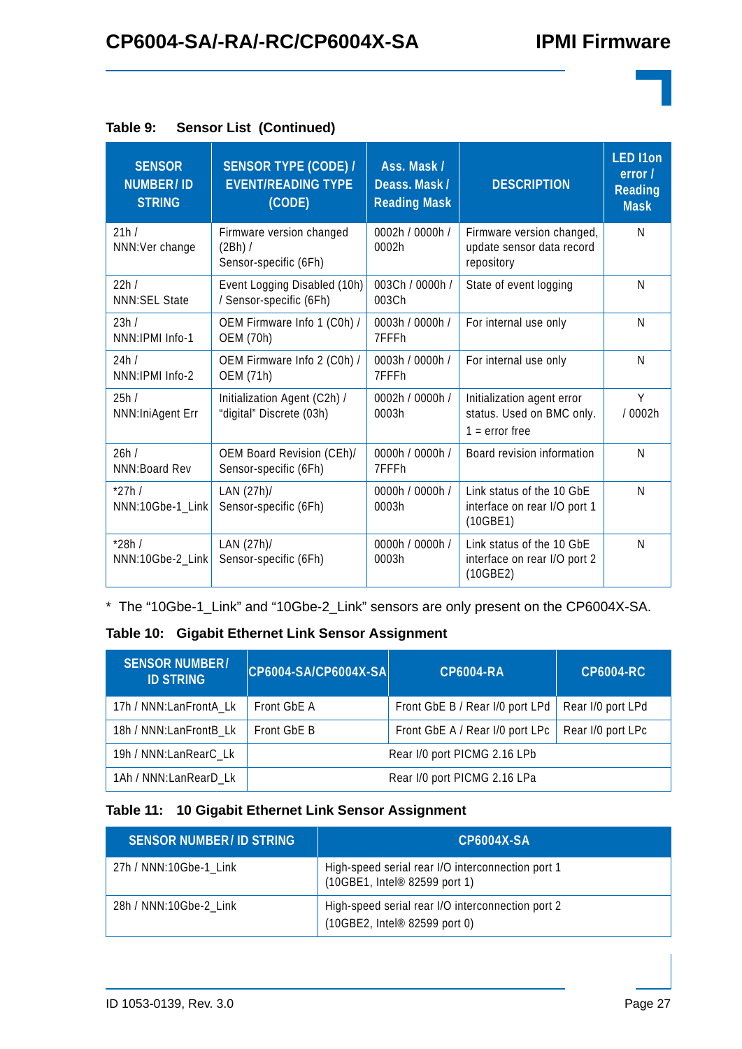**Table 9: Sensor List (Continued)**

| SENSOR NUMBER/ ID STRING | SENSOR TYPE (CODE) / EVENT/READING TYPE (CODE) | Ass. Mask / Deass. Mask / Reading Mask | DESCRIPTION | LED I1on error / Reading Mask |
|---|---|---|---|---|
| 21h / NNN:Ver change | Firmware version changed (2Bh) / Sensor-specific (6Fh) | 0002h / 0000h / 0002h | Firmware version changed, update sensor data record repository | N |
| 22h / NNN:SEL State | Event Logging Disabled (10h) / Sensor-specific (6Fh) | 003Ch / 0000h / 003Ch | State of event logging | N |
| 23h / NNN:IPMI Info-1 | OEM Firmware Info 1 (C0h) / OEM (70h) | 0003h / 0000h / 7FFFh | For internal use only | N |
| 24h / NNN:IPMI Info-2 | OEM Firmware Info 2 (C0h) / OEM (71h) | 0003h / 0000h / 7FFFh | For internal use only | N |
| 25h / NNN:IniAgent Err | Initialization Agent (C2h) / "digital" Discrete (03h) | 0002h / 0000h / 0003h | Initialization agent error status. Used on BMC only. 1 = error free | Y / 0002h |
| 26h / NNN:Board Rev | OEM Board Revision (CEh)/ Sensor-specific (6Fh) | 0000h / 0000h / 7FFFh | Board revision information | N |
| *27h / NNN:10Gbe-1_Link | LAN (27h)/ Sensor-specific (6Fh) | 0000h / 0000h / 0003h | Link status of the 10 GbE interface on rear I/O port 1 (10GBE1) | N |
| *28h / NNN:10Gbe-2_Link | LAN (27h)/ Sensor-specific (6Fh) | 0000h / 0000h / 0003h | Link status of the 10 GbE interface on rear I/O port 2 (10GBE2) | N |

* The "10Gbe-1_Link" and "10Gbe-2_Link" sensors are only present on the CP6004X-SA.

**Table 10: Gigabit Ethernet Link Sensor Assignment**

| SENSOR NUMBER/ ID STRING | CP6004-SA/CP6004X-SA | CP6004-RA | CP6004-RC |
|---|---|---|---|
| 17h / NNN:LanFrontA_Lk | Front GbE A | Front GbE B / Rear I/0 port LPd | Rear I/0 port LPd |
| 18h / NNN:LanFrontB_Lk | Front GbE B | Front GbE A / Rear I/0 port LPc | Rear I/0 port LPc |
| 19h / NNN:LanRearC_Lk | Rear I/0 port PICMG 2.16 LPb | | |
| 1Ah / NNN:LanRearD_Lk | Rear I/0 port PICMG 2.16 LPa | | |

**Table 11: 10 Gigabit Ethernet Link Sensor Assignment**

| SENSOR NUMBER/ ID STRING | CP6004X-SA |
|---|---|
| 27h / NNN:10Gbe-1_Link | High-speed serial rear I/O interconnection port 1 (10GBE1, Intel® 82599 port 1) |
| 28h / NNN:10Gbe-2_Link | High-speed serial rear I/O interconnection port 2 (10GBE2, Intel® 82599 port 0) |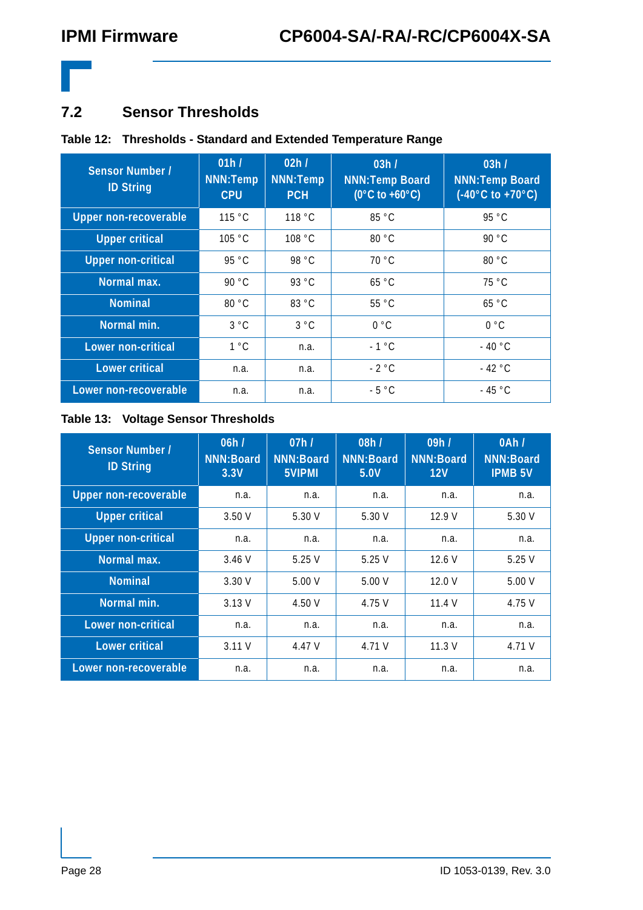## 7.2 Sensor Thresholds

**Table 12: Thresholds - Standard and Extended Temperature Range**

| Sensor Number / ID String | 01h / NNN:Temp CPU | 02h / NNN:Temp PCH | 03h / NNN:Temp Board (0°C to +60°C) | 03h / NNN:Temp Board (-40°C to +70°C) |
|---|---|---|---|---|
| Upper non-recoverable | 115 °C | 118 °C | 85 °C | 95 °C |
| Upper critical | 105 °C | 108 °C | 80 °C | 90 °C |
| Upper non-critical | 95 °C | 98 °C | 70 °C | 80 °C |
| Normal max. | 90 °C | 93 °C | 65 °C | 75 °C |
| Nominal | 80 °C | 83 °C | 55 °C | 65 °C |
| Normal min. | 3 °C | 3 °C | 0 °C | 0 °C |
| Lower non-critical | 1 °C | n.a. | - 1 °C | - 40 °C |
| Lower critical | n.a. | n.a. | - 2 °C | - 42 °C |
| Lower non-recoverable | n.a. | n.a. | - 5 °C | - 45 °C |

**Table 13: Voltage Sensor Thresholds**

| Sensor Number / ID String | 06h / NNN:Board 3.3V | 07h / NNN:Board 5VIPMI | 08h / NNN:Board 5.0V | 09h / NNN:Board 12V | 0Ah / NNN:Board IPMB 5V |
|---|---|---|---|---|---|
| Upper non-recoverable | n.a. | n.a. | n.a. | n.a. | n.a. |
| Upper critical | 3.50 V | 5.30 V | 5.30 V | 12.9 V | 5.30 V |
| Upper non-critical | n.a. | n.a. | n.a. | n.a. | n.a. |
| Normal max. | 3.46 V | 5.25 V | 5.25 V | 12.6 V | 5.25 V |
| Nominal | 3.30 V | 5.00 V | 5.00 V | 12.0 V | 5.00 V |
| Normal min. | 3.13 V | 4.50 V | 4.75 V | 11.4 V | 4.75 V |
| Lower non-critical | n.a. | n.a. | n.a. | n.a. | n.a. |
| Lower critical | 3.11 V | 4.47 V | 4.71 V | 11.3 V | 4.71 V |
| Lower non-recoverable | n.a. | n.a. | n.a. | n.a. | n.a. |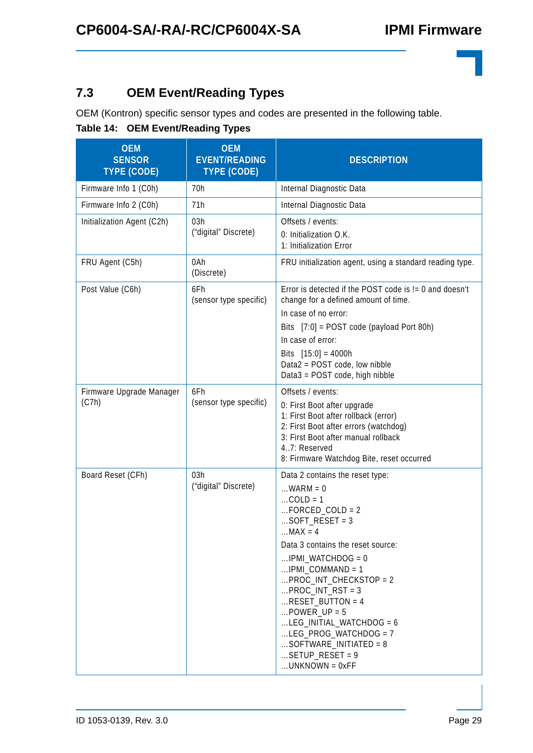## 7.3 OEM Event/Reading Types

OEM (Kontron) specific sensor types and codes are presented in the following table.

**Table 14: OEM Event/Reading Types**

| OEM SENSOR TYPE (CODE) | OEM EVENT/READING TYPE (CODE) | DESCRIPTION |
|---|---|---|
| Firmware Info 1 (C0h) | 70h | Internal Diagnostic Data |
| Firmware Info 2 (C0h) | 71h | Internal Diagnostic Data |
| Initialization Agent (C2h) | 03h<br>(“digital” Discrete) | Offsets / events:<br>0: Initialization O.K.<br>1: Initialization Error |
| FRU Agent (C5h) | 0Ah<br>(Discrete) | FRU initialization agent, using a standard reading type. |
| Post Value (C6h) | 6Fh<br>(sensor type specific) | Error is detected if the POST code is != 0 and doesn't change for a defined amount of time.<br>In case of no error:<br>Bits [7:0] = POST code (payload Port 80h)<br>In case of error:<br>Bits [15:0] = 4000h<br>Data2 = POST code, low nibble<br>Data3 = POST code, high nibble |
| Firmware Upgrade Manager (C7h) | 6Fh<br>(sensor type specific) | Offsets / events:<br>0: First Boot after upgrade<br>1: First Boot after rollback (error)<br>2: First Boot after errors (watchdog)<br>3: First Boot after manual rollback<br>4..7: Reserved<br>8: Firmware Watchdog Bite, reset occurred |
| Board Reset (CFh) | 03h<br>(“digital” Discrete) | Data 2 contains the reset type:<br>...WARM = 0<br>...COLD = 1<br>...FORCED_COLD = 2<br>...SOFT_RESET = 3<br>...MAX = 4<br>Data 3 contains the reset source:<br>...IPMI_WATCHDOG = 0<br>...IPMI_COMMAND = 1<br>...PROC_INT_CHECKSTOP = 2<br>...PROC_INT_RST = 3<br>...RESET_BUTTON = 4<br>...POWER_UP = 5<br>...LEG_INITIAL_WATCHDOG = 6<br>...LEG_PROG_WATCHDOG = 7<br>...SOFTWARE_INITIATED = 8<br>...SETUP_RESET = 9<br>...UNKNOWN = 0xFF |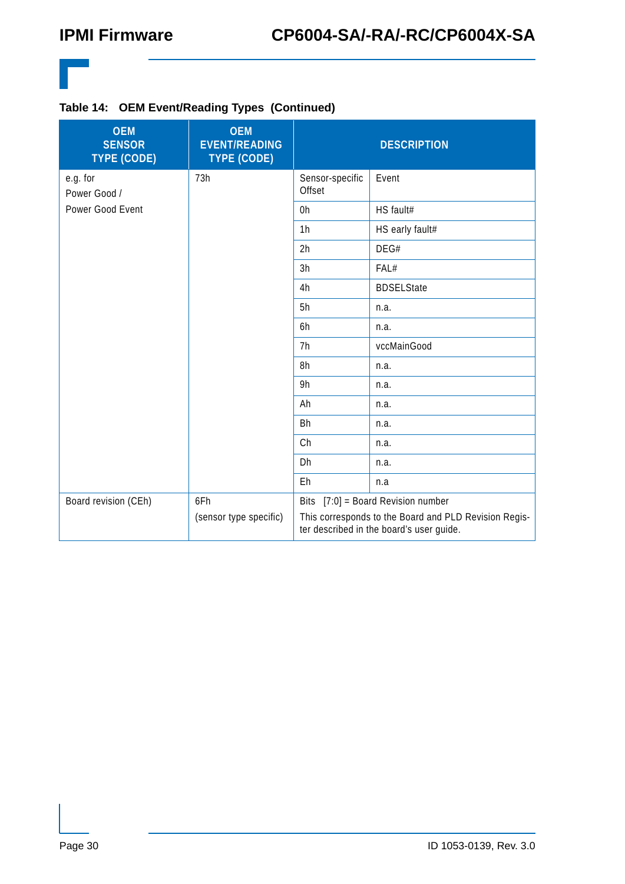**Table 14: OEM Event/Reading Types (Continued)**

| OEM SENSOR TYPE (CODE) | OEM EVENT/READING TYPE (CODE) | DESCRIPTION | |
|---|---|---|---|
| e.g. for Power Good / Power Good Event | 73h | Sensor-specific Offset | Event |
| | | 0h | HS fault# |
| | | 1h | HS early fault# |
| | | 2h | DEG# |
| | | 3h | FAL# |
| | | 4h | BDSELState |
| | | 5h | n.a. |
| | | 6h | n.a. |
| | | 7h | vccMainGood |
| | | 8h | n.a. |
| | | 9h | n.a. |
| | | Ah | n.a. |
| | | Bh | n.a. |
| | | Ch | n.a. |
| | | Dh | n.a. |
| | | Eh | n.a |
| Board revision (CEh) | 6Fh (sensor type specific) | Bits [7:0] = Board Revision number<br>This corresponds to the Board and PLD Revision Register described in the board's user guide. | |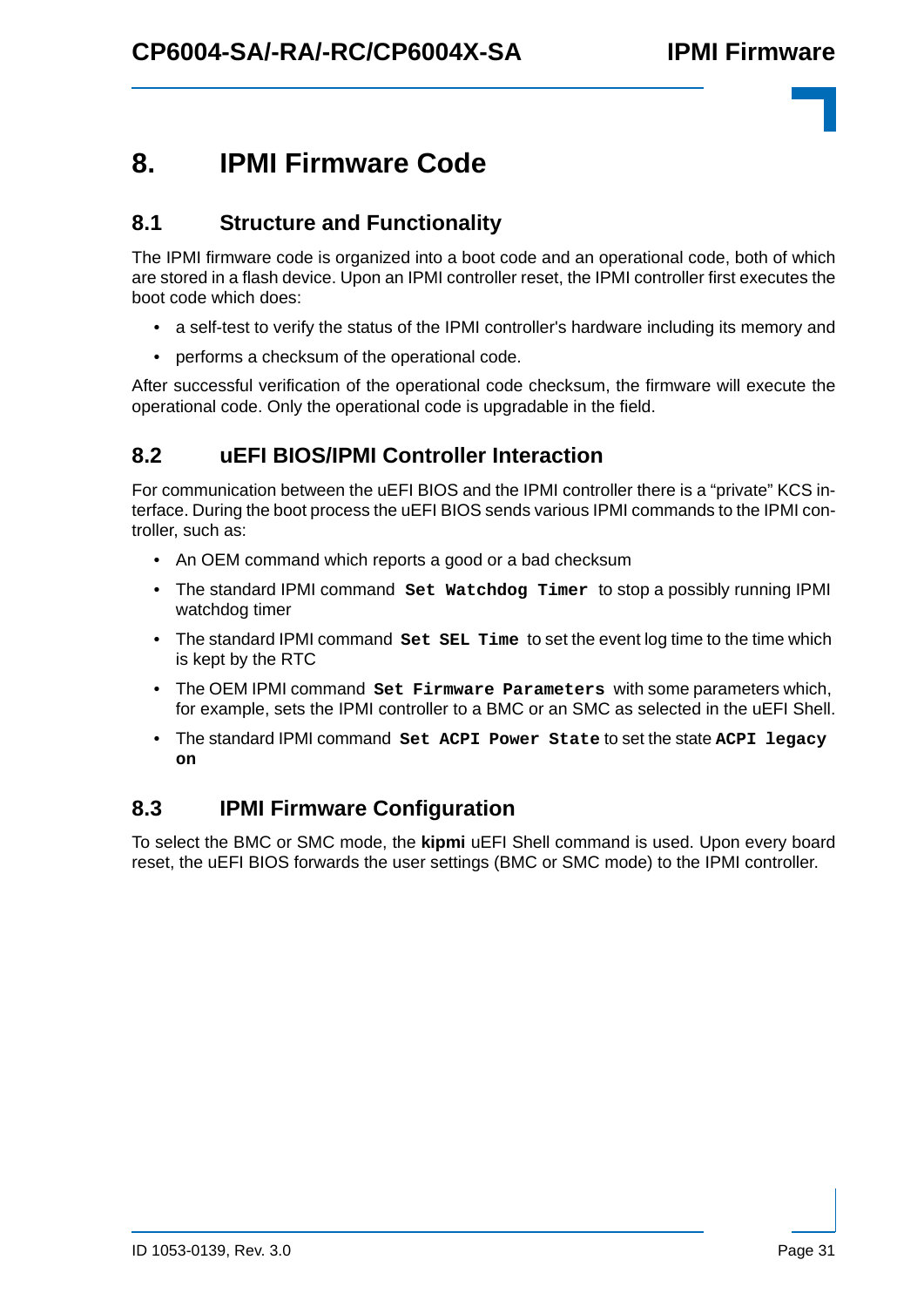# 8. IPMI Firmware Code

## 8.1 Structure and Functionality

The IPMI firmware code is organized into a boot code and an operational code, both of which are stored in a flash device. Upon an IPMI controller reset, the IPMI controller first executes the boot code which does:

- a self-test to verify the status of the IPMI controller's hardware including its memory and
- performs a checksum of the operational code.

After successful verification of the operational code checksum, the firmware will execute the operational code. Only the operational code is upgradable in the field.

## 8.2 uEFI BIOS/IPMI Controller Interaction

For communication between the uEFI BIOS and the IPMI controller there is a “private” KCS interface. During the boot process the uEFI BIOS sends various IPMI commands to the IPMI controller, such as:

- An OEM command which reports a good or a bad checksum
- The standard IPMI command **`Set Watchdog Timer`** to stop a possibly running IPMI watchdog timer
- The standard IPMI command **`Set SEL Time`** to set the event log time to the time which is kept by the RTC
- The OEM IPMI command **`Set Firmware Parameters`** with some parameters which, for example, sets the IPMI controller to a BMC or an SMC as selected in the uEFI Shell.
- The standard IPMI command **`Set ACPI Power State`** to set the state **`ACPI legacy on`**

## 8.3 IPMI Firmware Configuration

To select the BMC or SMC mode, the **kipmi** uEFI Shell command is used. Upon every board reset, the uEFI BIOS forwards the user settings (BMC or SMC mode) to the IPMI controller.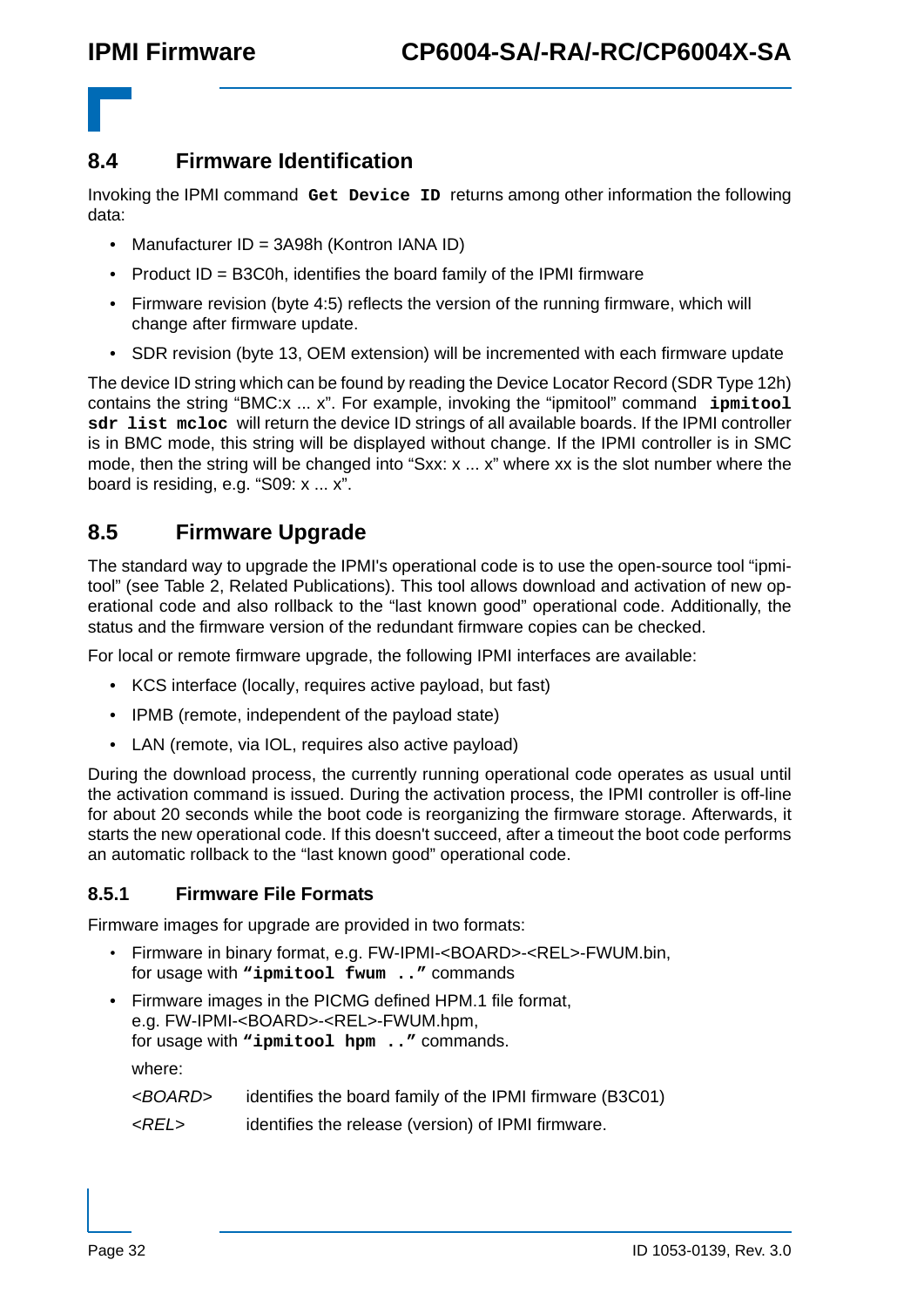## 8.4 Firmware Identification

Invoking the IPMI command **`Get Device ID`** returns among other information the following data:

- Manufacturer ID = 3A98h (Kontron IANA ID)
- Product ID = B3C0h, identifies the board family of the IPMI firmware
- Firmware revision (byte 4:5) reflects the version of the running firmware, which will change after firmware update.
- SDR revision (byte 13, OEM extension) will be incremented with each firmware update

The device ID string which can be found by reading the Device Locator Record (SDR Type 12h) contains the string “BMC:x ... x”. For example, invoking the “ipmitool” command **`ipmitool sdr list mcloc`** will return the device ID strings of all available boards. If the IPMI controller is in BMC mode, this string will be displayed without change. If the IPMI controller is in SMC mode, then the string will be changed into “Sxx: x ... x” where xx is the slot number where the board is residing, e.g. “S09: x ... x”.

## 8.5 Firmware Upgrade

The standard way to upgrade the IPMI's operational code is to use the open-source tool “ipmitool” (see Table 2, Related Publications). This tool allows download and activation of new operational code and also rollback to the “last known good” operational code. Additionally, the status and the firmware version of the redundant firmware copies can be checked.

For local or remote firmware upgrade, the following IPMI interfaces are available:

- KCS interface (locally, requires active payload, but fast)
- IPMB (remote, independent of the payload state)
- LAN (remote, via IOL, requires also active payload)

During the download process, the currently running operational code operates as usual until the activation command is issued. During the activation process, the IPMI controller is off-line for about 20 seconds while the boot code is reorganizing the firmware storage. Afterwards, it starts the new operational code. If this doesn't succeed, after a timeout the boot code performs an automatic rollback to the “last known good” operational code.

### 8.5.1 Firmware File Formats

Firmware images for upgrade are provided in two formats:

- Firmware in binary format, e.g. FW-IPMI-<BOARD>-<REL>-FWUM.bin, for usage with **`“ipmitool fwum ..”`** commands
- Firmware images in the PICMG defined HPM.1 file format, e.g. FW-IPMI-<BOARD>-<REL>-FWUM.hpm, for usage with **`“ipmitool hpm ..”`** commands.

  where:

  *<BOARD>* identifies the board family of the IPMI firmware (B3C01)

  *<REL>* identifies the release (version) of IPMI firmware.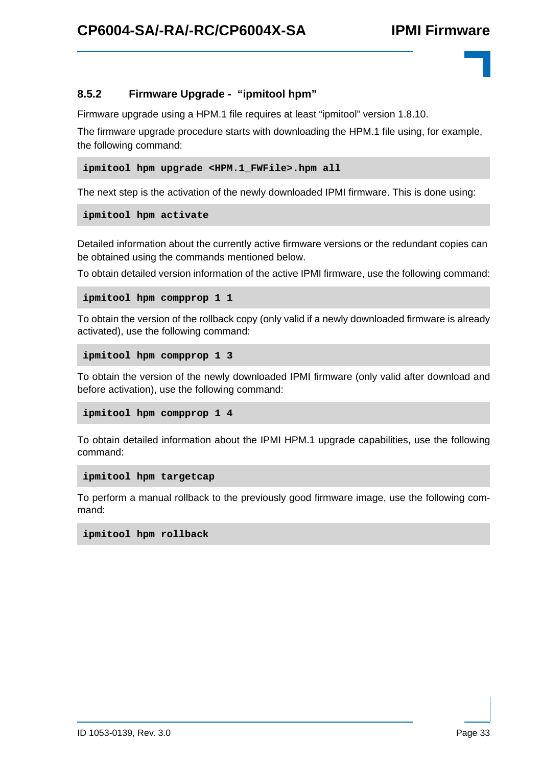### 8.5.2 Firmware Upgrade - "ipmitool hpm"

Firmware upgrade using a HPM.1 file requires at least "ipmitool" version 1.8.10.

The firmware upgrade procedure starts with downloading the HPM.1 file using, for example, the following command:

```
ipmitool hpm upgrade <HPM.1_FWFile>.hpm all
```

The next step is the activation of the newly downloaded IPMI firmware. This is done using:

```
ipmitool hpm activate
```

Detailed information about the currently active firmware versions or the redundant copies can be obtained using the commands mentioned below.

To obtain detailed version information of the active IPMI firmware, use the following command:

```
ipmitool hpm compprop 1 1
```

To obtain the version of the rollback copy (only valid if a newly downloaded firmware is already activated), use the following command:

```
ipmitool hpm compprop 1 3
```

To obtain the version of the newly downloaded IPMI firmware (only valid after download and before activation), use the following command:

```
ipmitool hpm compprop 1 4
```

To obtain detailed information about the IPMI HPM.1 upgrade capabilities, use the following command:

```
ipmitool hpm targetcap
```

To perform a manual rollback to the previously good firmware image, use the following command:

```
ipmitool hpm rollback
```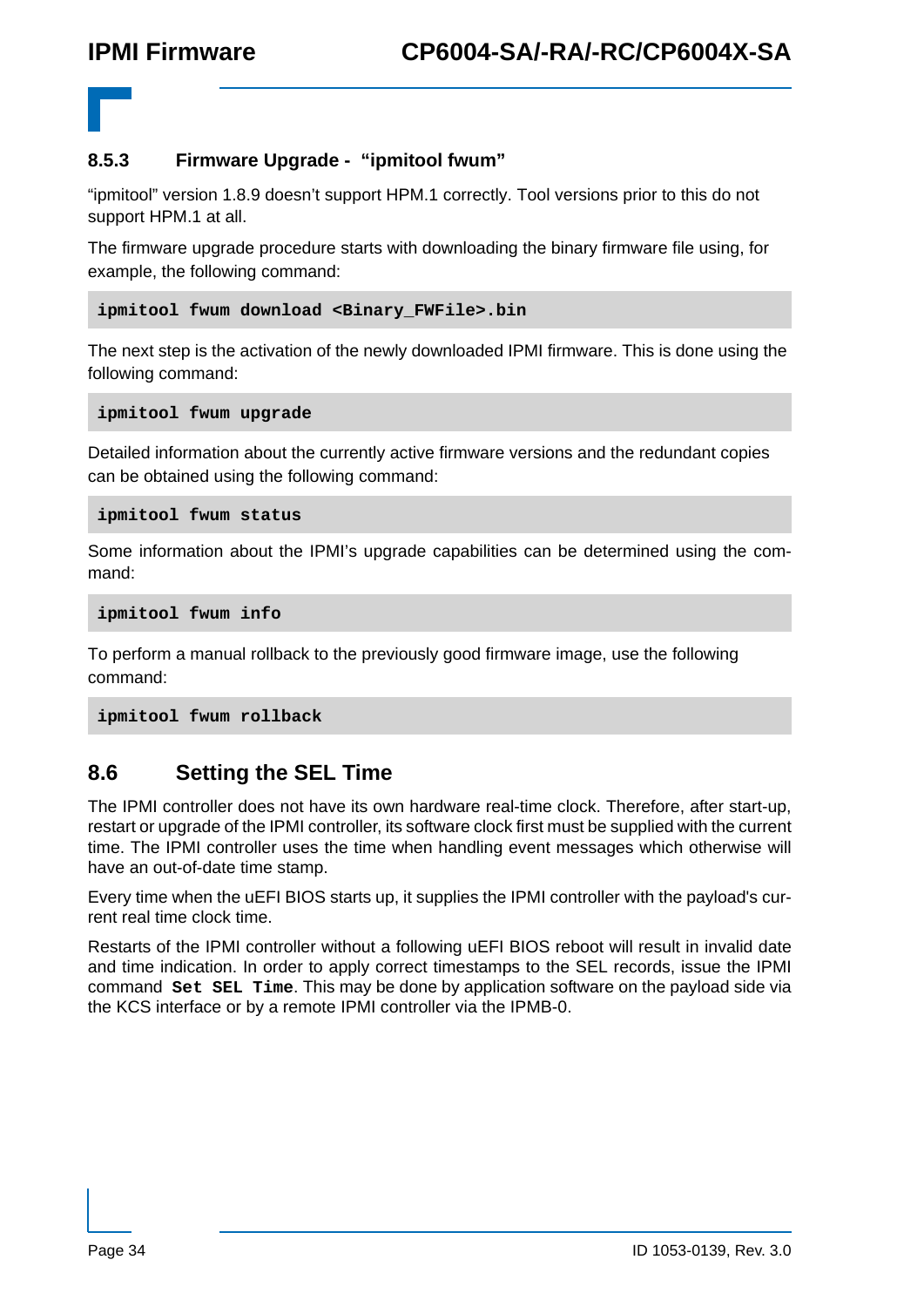### 8.5.3 Firmware Upgrade - "ipmitool fwum"

"ipmitool" version 1.8.9 doesn't support HPM.1 correctly. Tool versions prior to this do not support HPM.1 at all.

The firmware upgrade procedure starts with downloading the binary firmware file using, for example, the following command:

```
ipmitool fwum download <Binary_FWFile>.bin
```

The next step is the activation of the newly downloaded IPMI firmware. This is done using the following command:

```
ipmitool fwum upgrade
```

Detailed information about the currently active firmware versions and the redundant copies can be obtained using the following command:

```
ipmitool fwum status
```

Some information about the IPMI's upgrade capabilities can be determined using the command:

```
ipmitool fwum info
```

To perform a manual rollback to the previously good firmware image, use the following command:

```
ipmitool fwum rollback
```

## 8.6 Setting the SEL Time

The IPMI controller does not have its own hardware real-time clock. Therefore, after start-up, restart or upgrade of the IPMI controller, its software clock first must be supplied with the current time. The IPMI controller uses the time when handling event messages which otherwise will have an out-of-date time stamp.

Every time when the uEFI BIOS starts up, it supplies the IPMI controller with the payload's current real time clock time.

Restarts of the IPMI controller without a following uEFI BIOS reboot will result in invalid date and time indication. In order to apply correct timestamps to the SEL records, issue the IPMI command **`Set SEL Time`**. This may be done by application software on the payload side via the KCS interface or by a remote IPMI controller via the IPMB-0.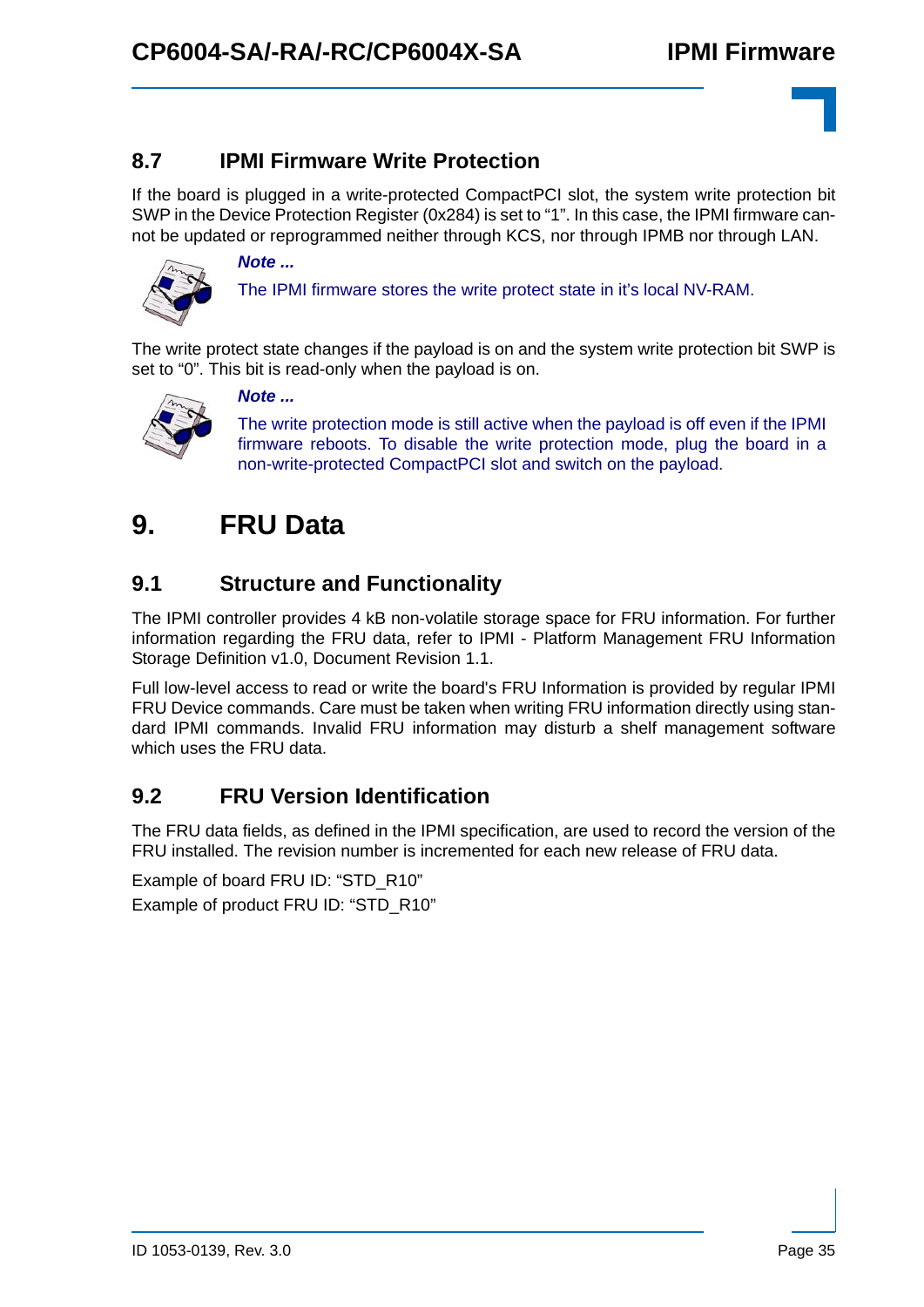## 8.7 IPMI Firmware Write Protection

If the board is plugged in a write-protected CompactPCI slot, the system write protection bit SWP in the Device Protection Register (0x284) is set to “1”. In this case, the IPMI firmware cannot be updated or reprogrammed neither through KCS, nor through IPMB nor through LAN.

***Note ...***

The IPMI firmware stores the write protect state in it’s local NV-RAM.

The write protect state changes if the payload is on and the system write protection bit SWP is set to “0”. This bit is read-only when the payload is on.

***Note ...***

The write protection mode is still active when the payload is off even if the IPMI firmware reboots. To disable the write protection mode, plug the board in a non-write-protected CompactPCI slot and switch on the payload.

# 9. FRU Data

## 9.1 Structure and Functionality

The IPMI controller provides 4 kB non-volatile storage space for FRU information. For further information regarding the FRU data, refer to IPMI - Platform Management FRU Information Storage Definition v1.0, Document Revision 1.1.

Full low-level access to read or write the board's FRU Information is provided by regular IPMI FRU Device commands. Care must be taken when writing FRU information directly using standard IPMI commands. Invalid FRU information may disturb a shelf management software which uses the FRU data.

## 9.2 FRU Version Identification

The FRU data fields, as defined in the IPMI specification, are used to record the version of the FRU installed. The revision number is incremented for each new release of FRU data.

Example of board FRU ID: “STD_R10”

Example of product FRU ID: “STD_R10”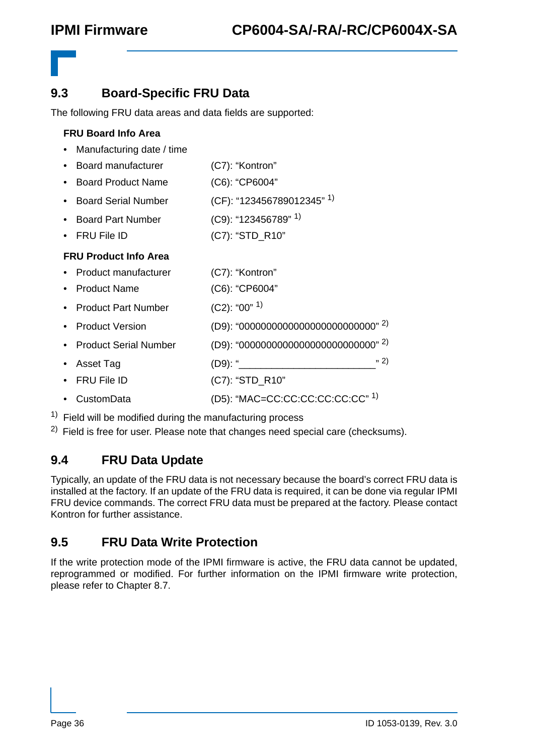## 9.3 Board-Specific FRU Data

The following FRU data areas and data fields are supported:

**FRU Board Info Area**

- Manufacturing date / time
- Board manufacturer (C7): “Kontron”
- Board Product Name (C6): “CP6004”
- Board Serial Number (CF): “123456789012345” [1)]
- Board Part Number (C9): “123456789” [1)]
- FRU File ID (C7): “STD_R10”

**FRU Product Info Area**

- Product manufacturer (C7): “Kontron”
- Product Name (C6): “CP6004”
- Product Part Number (C2): “00” [1)]
- Product Version (D9): “0000000000000000000000000” [2)]
- Product Serial Number (D9): “0000000000000000000000000” [2)]
- Asset Tag (D9): “_________________________” [2)]
- FRU File ID (C7): “STD_R10”
- CustomData (D5): “MAC=CC:CC:CC:CC:CC:CC” [1)]

[1)] Field will be modified during the manufacturing process

[2)] Field is free for user. Please note that changes need special care (checksums).

## 9.4 FRU Data Update

Typically, an update of the FRU data is not necessary because the board’s correct FRU data is installed at the factory. If an update of the FRU data is required, it can be done via regular IPMI FRU device commands. The correct FRU data must be prepared at the factory. Please contact Kontron for further assistance.

## 9.5 FRU Data Write Protection

If the write protection mode of the IPMI firmware is active, the FRU data cannot be updated, reprogrammed or modified. For further information on the IPMI firmware write protection, please refer to Chapter 8.7.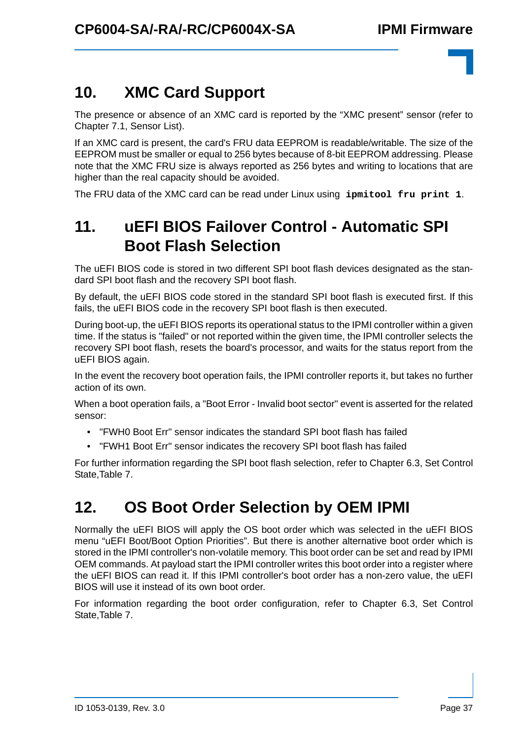# 10. XMC Card Support

The presence or absence of an XMC card is reported by the “XMC present” sensor (refer to Chapter 7.1, Sensor List).

If an XMC card is present, the card's FRU data EEPROM is readable/writable. The size of the EEPROM must be smaller or equal to 256 bytes because of 8-bit EEPROM addressing. Please note that the XMC FRU size is always reported as 256 bytes and writing to locations that are higher than the real capacity should be avoided.

The FRU data of the XMC card can be read under Linux using **`ipmitool fru print 1`**.

# 11. uEFI BIOS Failover Control - Automatic SPI Boot Flash Selection

The uEFI BIOS code is stored in two different SPI boot flash devices designated as the standard SPI boot flash and the recovery SPI boot flash.

By default, the uEFI BIOS code stored in the standard SPI boot flash is executed first. If this fails, the uEFI BIOS code in the recovery SPI boot flash is then executed.

During boot-up, the uEFI BIOS reports its operational status to the IPMI controller within a given time. If the status is "failed" or not reported within the given time, the IPMI controller selects the recovery SPI boot flash, resets the board's processor, and waits for the status report from the uEFI BIOS again.

In the event the recovery boot operation fails, the IPMI controller reports it, but takes no further action of its own.

When a boot operation fails, a "Boot Error - Invalid boot sector" event is asserted for the related sensor:

- "FWH0 Boot Err" sensor indicates the standard SPI boot flash has failed
- "FWH1 Boot Err" sensor indicates the recovery SPI boot flash has failed

For further information regarding the SPI boot flash selection, refer to Chapter 6.3, Set Control State,Table 7.

# 12. OS Boot Order Selection by OEM IPMI

Normally the uEFI BIOS will apply the OS boot order which was selected in the uEFI BIOS menu “uEFI Boot/Boot Option Priorities”. But there is another alternative boot order which is stored in the IPMI controller's non-volatile memory. This boot order can be set and read by IPMI OEM commands. At payload start the IPMI controller writes this boot order into a register where the uEFI BIOS can read it. If this IPMI controller's boot order has a non-zero value, the uEFI BIOS will use it instead of its own boot order.

For information regarding the boot order configuration, refer to Chapter 6.3, Set Control State,Table 7.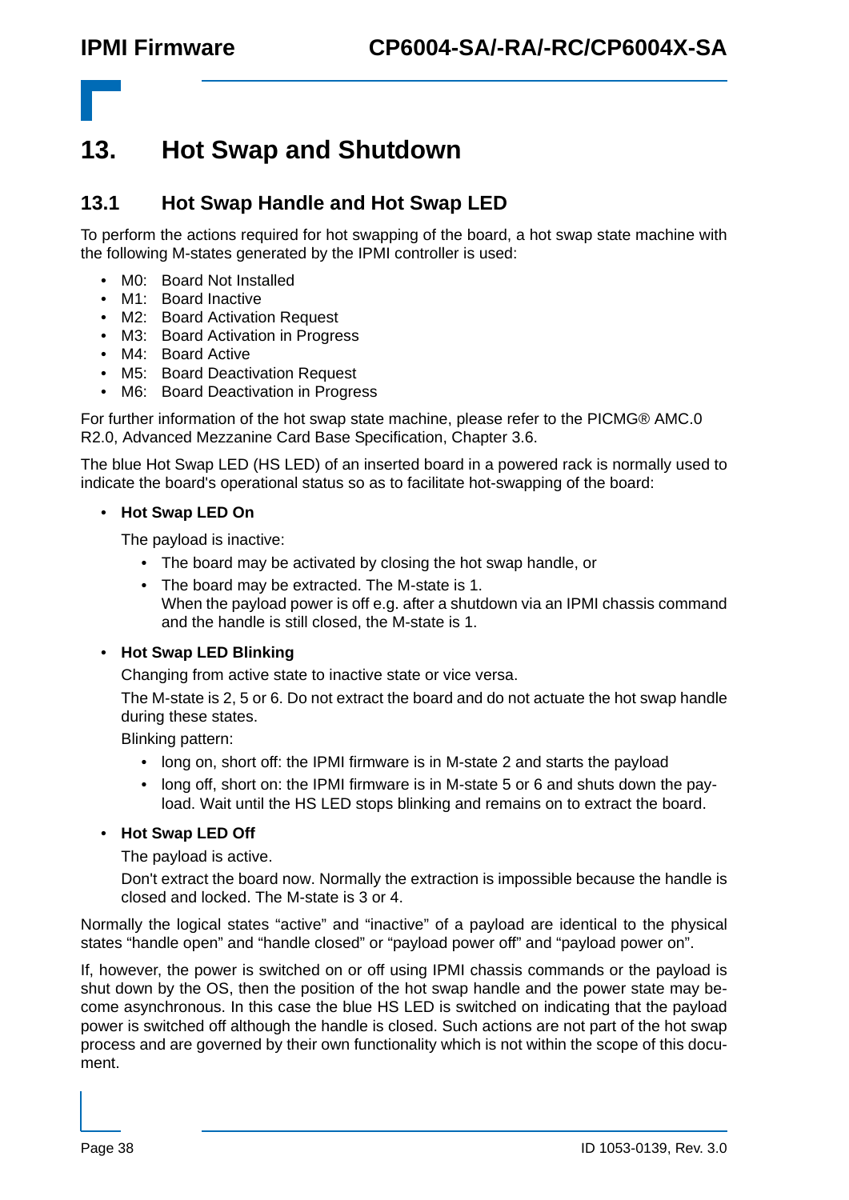# 13. Hot Swap and Shutdown

## 13.1 Hot Swap Handle and Hot Swap LED

To perform the actions required for hot swapping of the board, a hot swap state machine with the following M-states generated by the IPMI controller is used:

- M0: Board Not Installed
- M1: Board Inactive
- M2: Board Activation Request
- M3: Board Activation in Progress
- M4: Board Active
- M5: Board Deactivation Request
- M6: Board Deactivation in Progress

For further information of the hot swap state machine, please refer to the PICMG® AMC.0 R2.0, Advanced Mezzanine Card Base Specification, Chapter 3.6.

The blue Hot Swap LED (HS LED) of an inserted board in a powered rack is normally used to indicate the board's operational status so as to facilitate hot-swapping of the board:

- **Hot Swap LED On**

  The payload is inactive:

  - The board may be activated by closing the hot swap handle, or
  - The board may be extracted. The M-state is 1.
    When the payload power is off e.g. after a shutdown via an IPMI chassis command and the handle is still closed, the M-state is 1.

- **Hot Swap LED Blinking**

  Changing from active state to inactive state or vice versa.

  The M-state is 2, 5 or 6. Do not extract the board and do not actuate the hot swap handle during these states.

  Blinking pattern:

  - long on, short off: the IPMI firmware is in M-state 2 and starts the payload
  - long off, short on: the IPMI firmware is in M-state 5 or 6 and shuts down the payload. Wait until the HS LED stops blinking and remains on to extract the board.

- **Hot Swap LED Off**

  The payload is active.

  Don't extract the board now. Normally the extraction is impossible because the handle is closed and locked. The M-state is 3 or 4.

Normally the logical states “active” and “inactive” of a payload are identical to the physical states “handle open” and “handle closed” or “payload power off” and “payload power on”.

If, however, the power is switched on or off using IPMI chassis commands or the payload is shut down by the OS, then the position of the hot swap handle and the power state may become asynchronous. In this case the blue HS LED is switched on indicating that the payload power is switched off although the handle is closed. Such actions are not part of the hot swap process and are governed by their own functionality which is not within the scope of this document.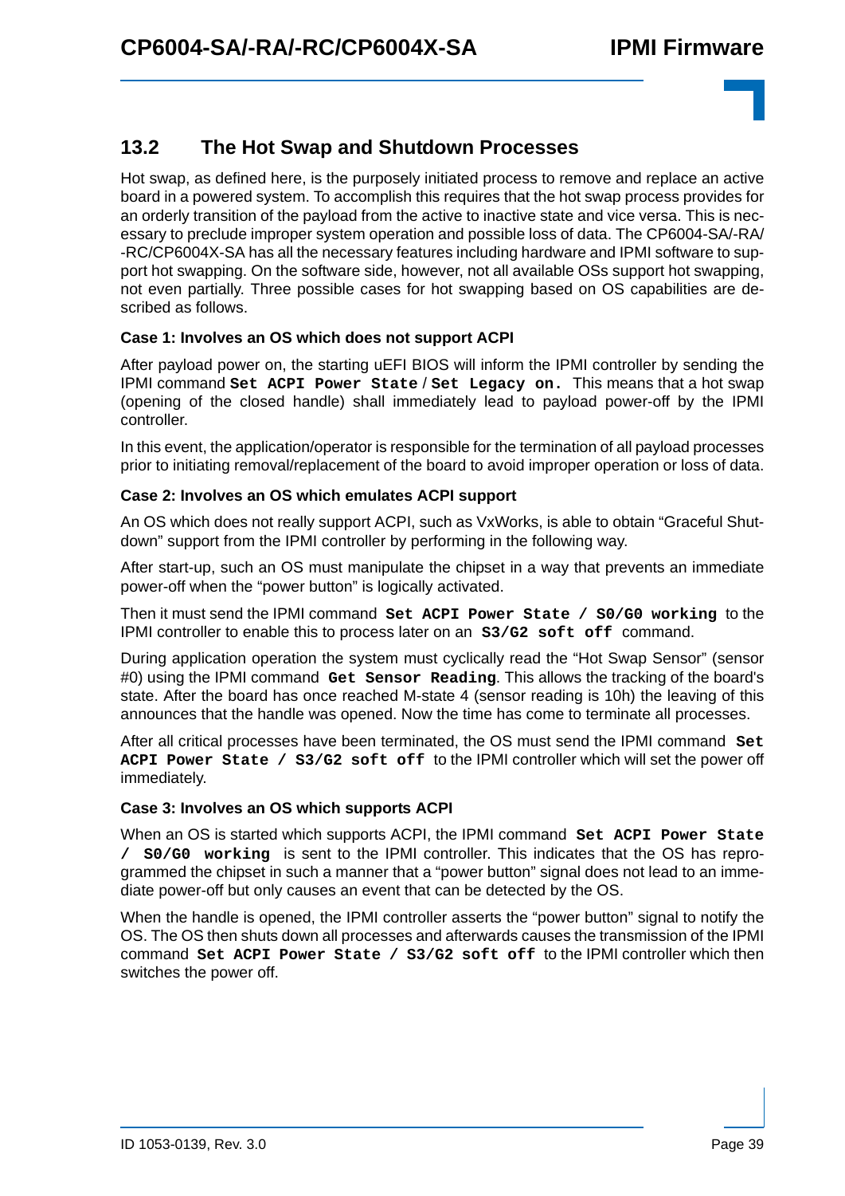## 13.2 The Hot Swap and Shutdown Processes

Hot swap, as defined here, is the purposely initiated process to remove and replace an active board in a powered system. To accomplish this requires that the hot swap process provides for an orderly transition of the payload from the active to inactive state and vice versa. This is necessary to preclude improper system operation and possible loss of data. The CP6004-SA/-RA/-RC/CP6004X-SA has all the necessary features including hardware and IPMI software to support hot swapping. On the software side, however, not all available OSs support hot swapping, not even partially. Three possible cases for hot swapping based on OS capabilities are described as follows.

**Case 1: Involves an OS which does not support ACPI**

After payload power on, the starting uEFI BIOS will inform the IPMI controller by sending the IPMI command **`Set ACPI Power State`** / **`Set Legacy on.`** This means that a hot swap (opening of the closed handle) shall immediately lead to payload power-off by the IPMI controller.

In this event, the application/operator is responsible for the termination of all payload processes prior to initiating removal/replacement of the board to avoid improper operation or loss of data.

**Case 2: Involves an OS which emulates ACPI support**

An OS which does not really support ACPI, such as VxWorks, is able to obtain "Graceful Shutdown" support from the IPMI controller by performing in the following way.

After start-up, such an OS must manipulate the chipset in a way that prevents an immediate power-off when the "power button" is logically activated.

Then it must send the IPMI command **`Set ACPI Power State / S0/G0 working`** to the IPMI controller to enable this to process later on an **`S3/G2 soft off`** command.

During application operation the system must cyclically read the "Hot Swap Sensor" (sensor #0) using the IPMI command **`Get Sensor Reading`**. This allows the tracking of the board's state. After the board has once reached M-state 4 (sensor reading is 10h) the leaving of this announces that the handle was opened. Now the time has come to terminate all processes.

After all critical processes have been terminated, the OS must send the IPMI command **`Set ACPI Power State / S3/G2 soft off`** to the IPMI controller which will set the power off immediately.

**Case 3: Involves an OS which supports ACPI**

When an OS is started which supports ACPI, the IPMI command **`Set ACPI Power State / S0/G0 working`** is sent to the IPMI controller. This indicates that the OS has reprogrammed the chipset in such a manner that a "power button" signal does not lead to an immediate power-off but only causes an event that can be detected by the OS.

When the handle is opened, the IPMI controller asserts the "power button" signal to notify the OS. The OS then shuts down all processes and afterwards causes the transmission of the IPMI command **`Set ACPI Power State / S3/G2 soft off`** to the IPMI controller which then switches the power off.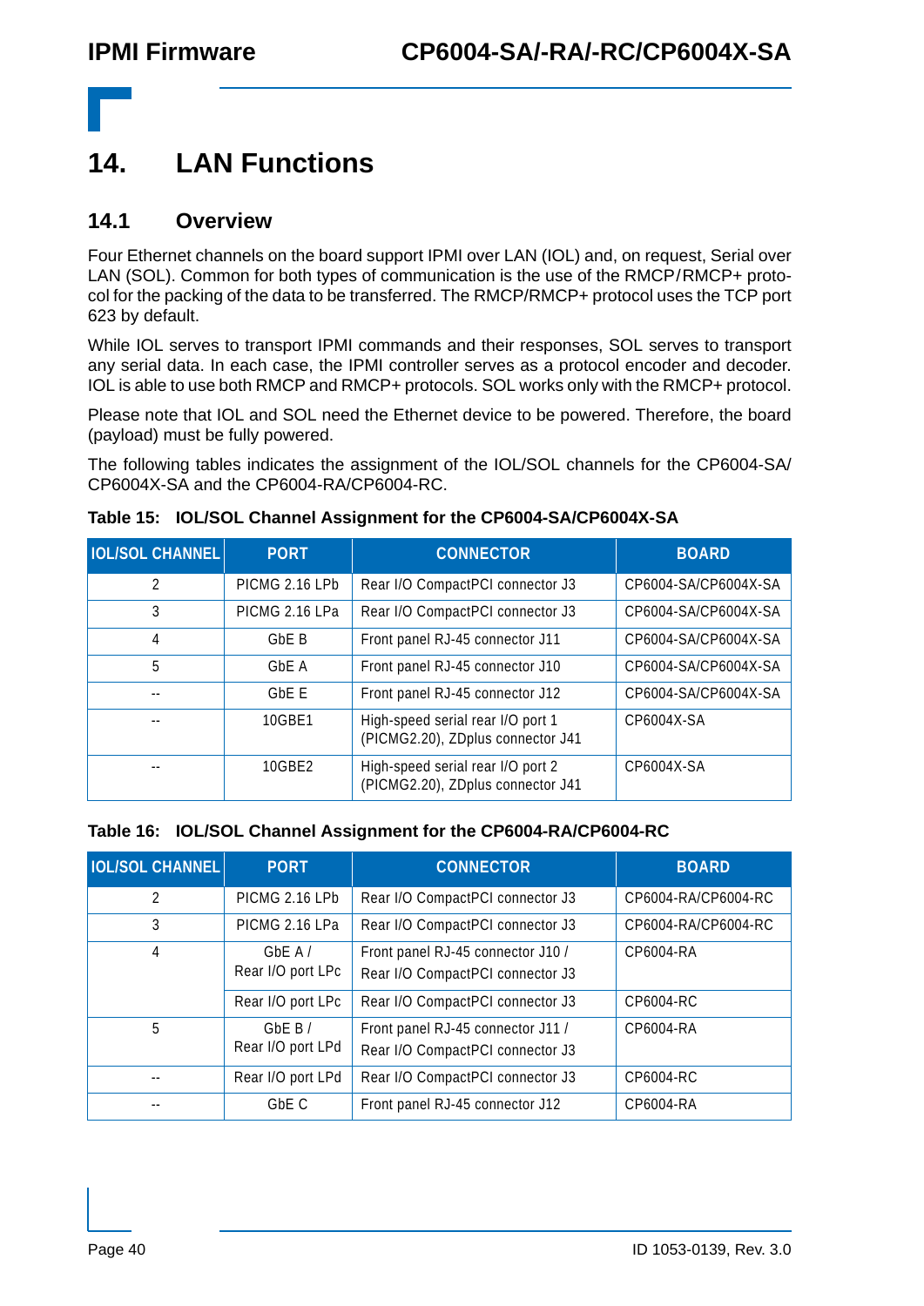# 14. LAN Functions

## 14.1 Overview

Four Ethernet channels on the board support IPMI over LAN (IOL) and, on request, Serial over LAN (SOL). Common for both types of communication is the use of the RMCP/RMCP+ protocol for the packing of the data to be transferred. The RMCP/RMCP+ protocol uses the TCP port 623 by default.

While IOL serves to transport IPMI commands and their responses, SOL serves to transport any serial data. In each case, the IPMI controller serves as a protocol encoder and decoder. IOL is able to use both RMCP and RMCP+ protocols. SOL works only with the RMCP+ protocol.

Please note that IOL and SOL need the Ethernet device to be powered. Therefore, the board (payload) must be fully powered.

The following tables indicates the assignment of the IOL/SOL channels for the CP6004-SA/CP6004X-SA and the CP6004-RA/CP6004-RC.

**Table 15: IOL/SOL Channel Assignment for the CP6004-SA/CP6004X-SA**

| IOL/SOL CHANNEL | PORT | CONNECTOR | BOARD |
|---|---|---|---|
| 2 | PICMG 2.16 LPb | Rear I/O CompactPCI connector J3 | CP6004-SA/CP6004X-SA |
| 3 | PICMG 2.16 LPa | Rear I/O CompactPCI connector J3 | CP6004-SA/CP6004X-SA |
| 4 | GbE B | Front panel RJ-45 connector J11 | CP6004-SA/CP6004X-SA |
| 5 | GbE A | Front panel RJ-45 connector J10 | CP6004-SA/CP6004X-SA |
| -- | GbE E | Front panel RJ-45 connector J12 | CP6004-SA/CP6004X-SA |
| -- | 10GBE1 | High-speed serial rear I/O port 1 (PICMG2.20), ZDplus connector J41 | CP6004X-SA |
| -- | 10GBE2 | High-speed serial rear I/O port 2 (PICMG2.20), ZDplus connector J41 | CP6004X-SA |

**Table 16: IOL/SOL Channel Assignment for the CP6004-RA/CP6004-RC**

| IOL/SOL CHANNEL | PORT | CONNECTOR | BOARD |
|---|---|---|---|
| 2 | PICMG 2.16 LPb | Rear I/O CompactPCI connector J3 | CP6004-RA/CP6004-RC |
| 3 | PICMG 2.16 LPa | Rear I/O CompactPCI connector J3 | CP6004-RA/CP6004-RC |
| 4 | GbE A / Rear I/O port LPc | Front panel RJ-45 connector J10 / Rear I/O CompactPCI connector J3 | CP6004-RA |
| | Rear I/O port LPc | Rear I/O CompactPCI connector J3 | CP6004-RC |
| 5 | GbE B / Rear I/O port LPd | Front panel RJ-45 connector J11 / Rear I/O CompactPCI connector J3 | CP6004-RA |
| -- | Rear I/O port LPd | Rear I/O CompactPCI connector J3 | CP6004-RC |
| -- | GbE C | Front panel RJ-45 connector J12 | CP6004-RA |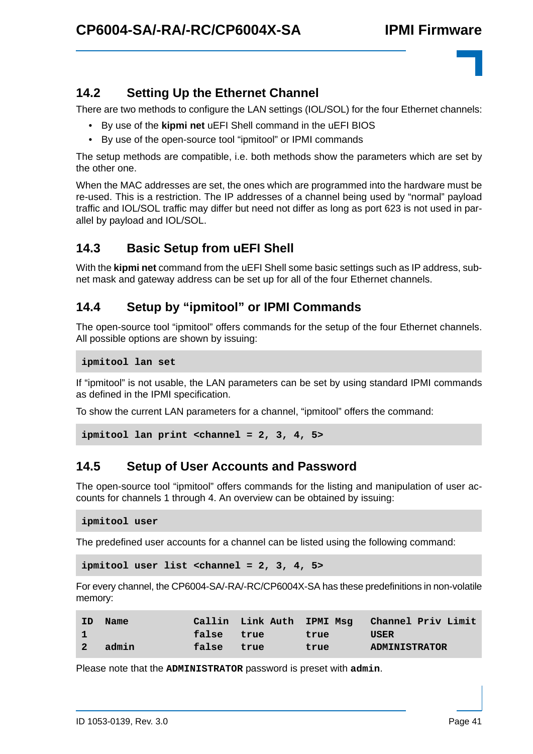## 14.2 Setting Up the Ethernet Channel

There are two methods to configure the LAN settings (IOL/SOL) for the four Ethernet channels:

- By use of the **kipmi net** uEFI Shell command in the uEFI BIOS
- By use of the open-source tool “ipmitool” or IPMI commands

The setup methods are compatible, i.e. both methods show the parameters which are set by the other one.

When the MAC addresses are set, the ones which are programmed into the hardware must be re-used. This is a restriction. The IP addresses of a channel being used by “normal” payload traffic and IOL/SOL traffic may differ but need not differ as long as port 623 is not used in parallel by payload and IOL/SOL.

## 14.3 Basic Setup from uEFI Shell

With the **kipmi net** command from the uEFI Shell some basic settings such as IP address, subnet mask and gateway address can be set up for all of the four Ethernet channels.

## 14.4 Setup by “ipmitool” or IPMI Commands

The open-source tool “ipmitool” offers commands for the setup of the four Ethernet channels. All possible options are shown by issuing:

```
ipmitool lan set
```

If “ipmitool” is not usable, the LAN parameters can be set by using standard IPMI commands as defined in the IPMI specification.

To show the current LAN parameters for a channel, “ipmitool” offers the command:

```
ipmitool lan print <channel = 2, 3, 4, 5>
```

## 14.5 Setup of User Accounts and Password

The open-source tool “ipmitool” offers commands for the listing and manipulation of user accounts for channels 1 through 4. An overview can be obtained by issuing:

```
ipmitool user
```

The predefined user accounts for a channel can be listed using the following command:

```
ipmitool user list <channel = 2, 3, 4, 5>
```

For every channel, the CP6004-SA/-RA/-RC/CP6004X-SA has these predefinitions in non-volatile memory:

```
ID  Name          Callin  Link Auth  IPMI Msg   Channel Priv Limit
1                 false   true       true       USER
2   admin         false   true       true       ADMINISTRATOR
```

Please note that the **ADMINISTRATOR** password is preset with **admin**.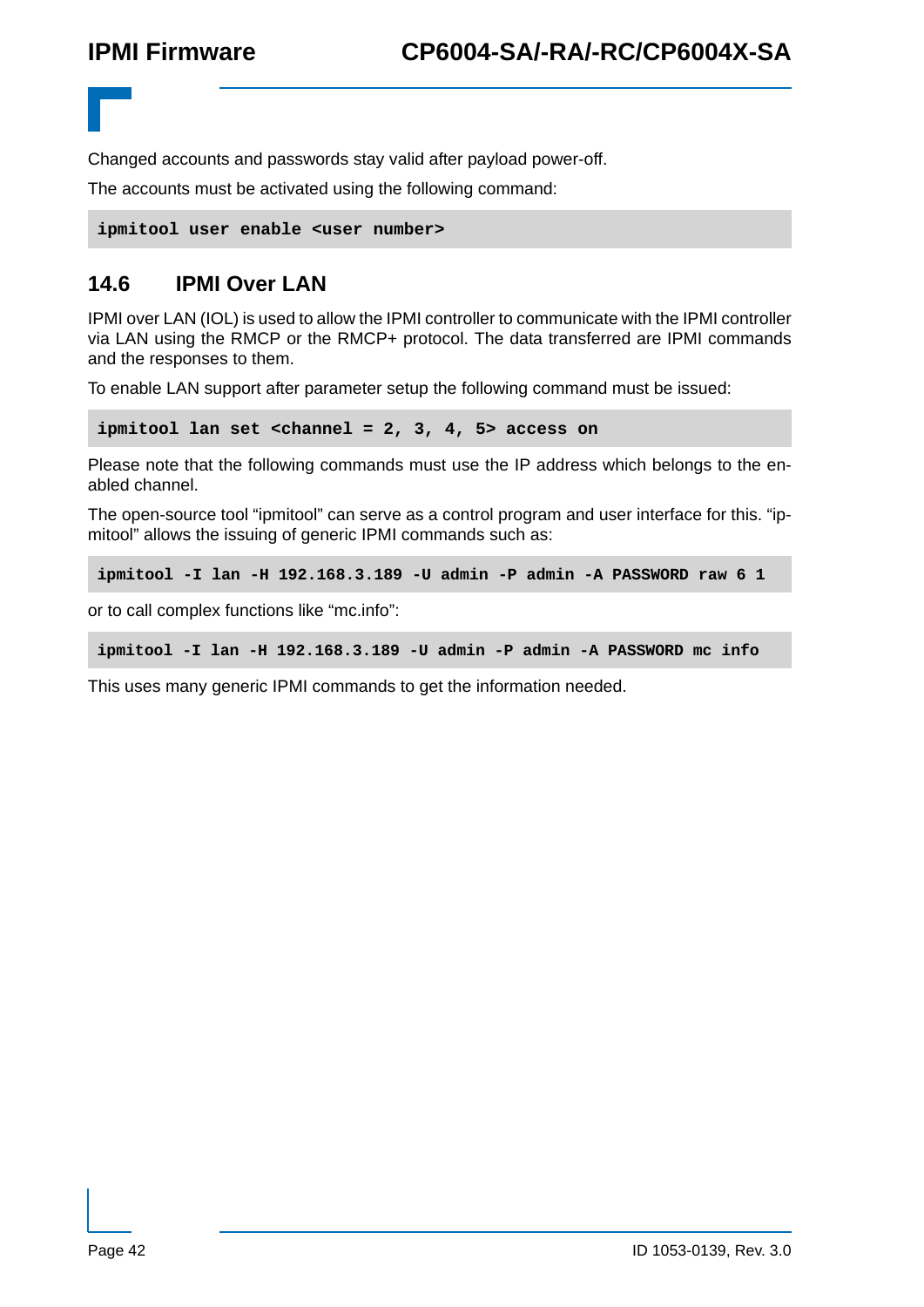Changed accounts and passwords stay valid after payload power-off.

The accounts must be activated using the following command:

```
ipmitool user enable <user number>
```

## 14.6 IPMI Over LAN

IPMI over LAN (IOL) is used to allow the IPMI controller to communicate with the IPMI controller via LAN using the RMCP or the RMCP+ protocol. The data transferred are IPMI commands and the responses to them.

To enable LAN support after parameter setup the following command must be issued:

```
ipmitool lan set <channel = 2, 3, 4, 5> access on
```

Please note that the following commands must use the IP address which belongs to the enabled channel.

The open-source tool "ipmitool" can serve as a control program and user interface for this. "ipmitool" allows the issuing of generic IPMI commands such as:

```
ipmitool -I lan -H 192.168.3.189 -U admin -P admin -A PASSWORD raw 6 1
```

or to call complex functions like "mc.info":

```
ipmitool -I lan -H 192.168.3.189 -U admin -P admin -A PASSWORD mc info
```

This uses many generic IPMI commands to get the information needed.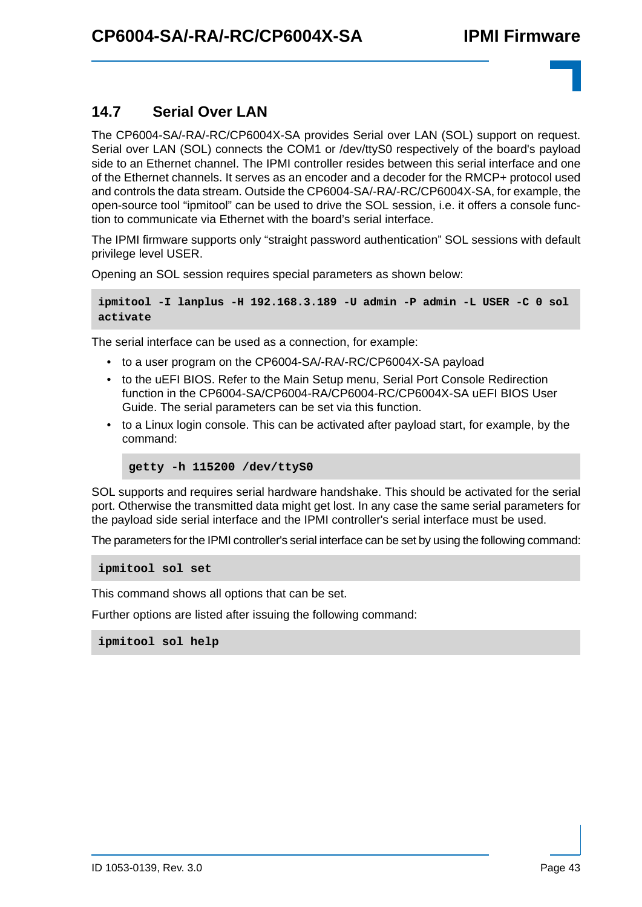## 14.7 Serial Over LAN

The CP6004-SA/-RA/-RC/CP6004X-SA provides Serial over LAN (SOL) support on request. Serial over LAN (SOL) connects the COM1 or /dev/ttyS0 respectively of the board's payload side to an Ethernet channel. The IPMI controller resides between this serial interface and one of the Ethernet channels. It serves as an encoder and a decoder for the RMCP+ protocol used and controls the data stream. Outside the CP6004-SA/-RA/-RC/CP6004X-SA, for example, the open-source tool "ipmitool" can be used to drive the SOL session, i.e. it offers a console function to communicate via Ethernet with the board's serial interface.

The IPMI firmware supports only "straight password authentication" SOL sessions with default privilege level USER.

Opening an SOL session requires special parameters as shown below:

```
ipmitool -I lanplus -H 192.168.3.189 -U admin -P admin -L USER -C 0 sol
activate
```

The serial interface can be used as a connection, for example:

- to a user program on the CP6004-SA/-RA/-RC/CP6004X-SA payload
- to the uEFI BIOS. Refer to the Main Setup menu, Serial Port Console Redirection function in the CP6004-SA/CP6004-RA/CP6004-RC/CP6004X-SA uEFI BIOS User Guide. The serial parameters can be set via this function.
- to a Linux login console. This can be activated after payload start, for example, by the command:

  ```
  getty -h 115200 /dev/ttyS0
  ```

SOL supports and requires serial hardware handshake. This should be activated for the serial port. Otherwise the transmitted data might get lost. In any case the same serial parameters for the payload side serial interface and the IPMI controller's serial interface must be used.

The parameters for the IPMI controller's serial interface can be set by using the following command:

```
ipmitool sol set
```

This command shows all options that can be set.

Further options are listed after issuing the following command:

```
ipmitool sol help
```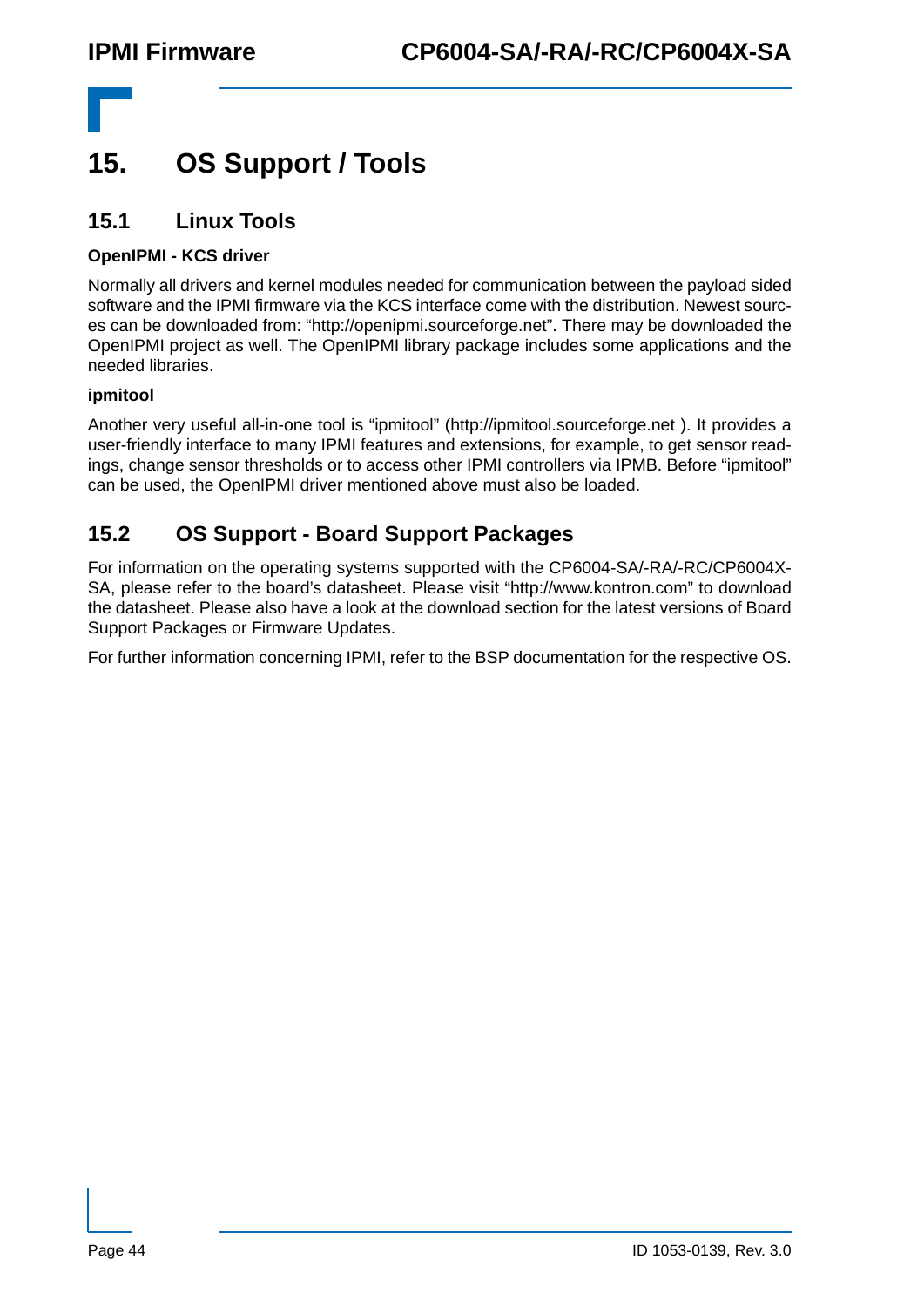# 15. OS Support / Tools

## 15.1 Linux Tools

**OpenIPMI - KCS driver**

Normally all drivers and kernel modules needed for communication between the payload sided software and the IPMI firmware via the KCS interface come with the distribution. Newest sources can be downloaded from: “http://openipmi.sourceforge.net”. There may be downloaded the OpenIPMI project as well. The OpenIPMI library package includes some applications and the needed libraries.

**ipmitool**

Another very useful all-in-one tool is “ipmitool” (http://ipmitool.sourceforge.net ). It provides a user-friendly interface to many IPMI features and extensions, for example, to get sensor readings, change sensor thresholds or to access other IPMI controllers via IPMB. Before “ipmitool” can be used, the OpenIPMI driver mentioned above must also be loaded.

## 15.2 OS Support - Board Support Packages

For information on the operating systems supported with the CP6004-SA/-RA/-RC/CP6004X-SA, please refer to the board’s datasheet. Please visit “http://www.kontron.com” to download the datasheet. Please also have a look at the download section for the latest versions of Board Support Packages or Firmware Updates.

For further information concerning IPMI, refer to the BSP documentation for the respective OS.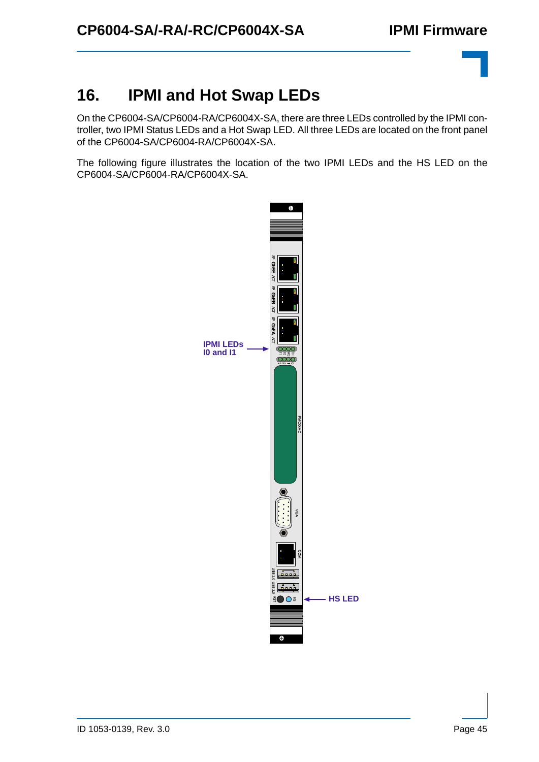# 16. IPMI and Hot Swap LEDs

On the CP6004-SA/CP6004-RA/CP6004X-SA, there are three LEDs controlled by the IPMI controller, two IPMI Status LEDs and a Hot Swap LED. All three LEDs are located on the front panel of the CP6004-SA/CP6004-RA/CP6004X-SA.

The following figure illustrates the location of the two IPMI LEDs and the HS LED on the CP6004-SA/CP6004-RA/CP6004X-SA.

IPMI LEDs I0 and I1

HS LED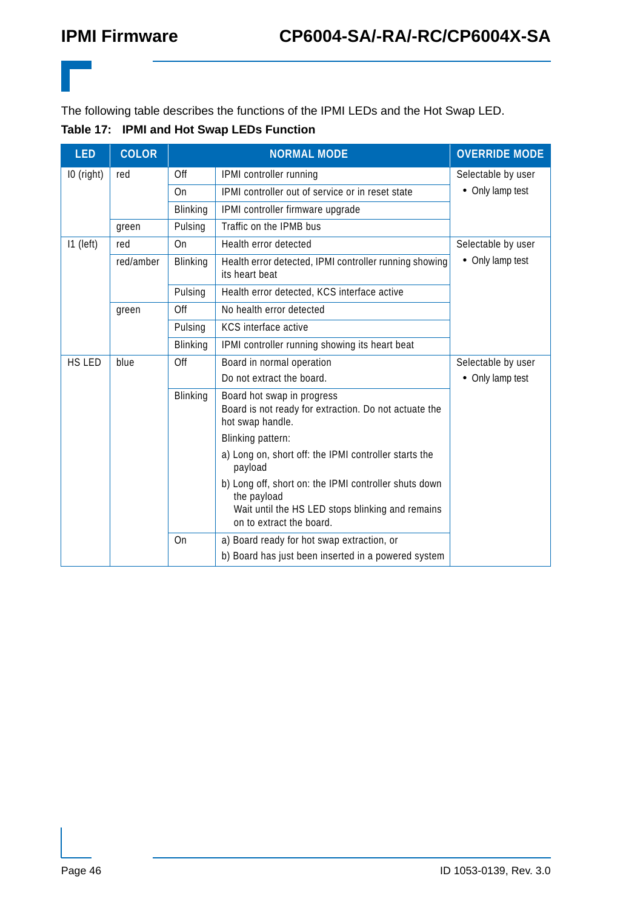The following table describes the functions of the IPMI LEDs and the Hot Swap LED.

**Table 17: IPMI and Hot Swap LEDs Function**

| LED | COLOR | NORMAL MODE | | OVERRIDE MODE |
|---|---|---|---|---|
| I0 (right) | red | Off | IPMI controller running | Selectable by user<br>• Only lamp test |
| | | On | IPMI controller out of service or in reset state | |
| | | Blinking | IPMI controller firmware upgrade | |
| | green | Pulsing | Traffic on the IPMB bus | |
| I1 (left) | red | On | Health error detected | Selectable by user<br>• Only lamp test |
| | red/amber | Blinking | Health error detected, IPMI controller running showing its heart beat | |
| | | Pulsing | Health error detected, KCS interface active | |
| | green | Off | No health error detected | |
| | | Pulsing | KCS interface active | |
| | | Blinking | IPMI controller running showing its heart beat | |
| HS LED | blue | Off | Board in normal operation<br>Do not extract the board. | Selectable by user<br>• Only lamp test |
| | | Blinking | Board hot swap in progress<br>Board is not ready for extraction. Do not actuate the hot swap handle.<br>Blinking pattern:<br>a) Long on, short off: the IPMI controller starts the payload<br>b) Long off, short on: the IPMI controller shuts down the payload<br>Wait until the HS LED stops blinking and remains on to extract the board. | |
| | | On | a) Board ready for hot swap extraction, or<br>b) Board has just been inserted in a powered system | |